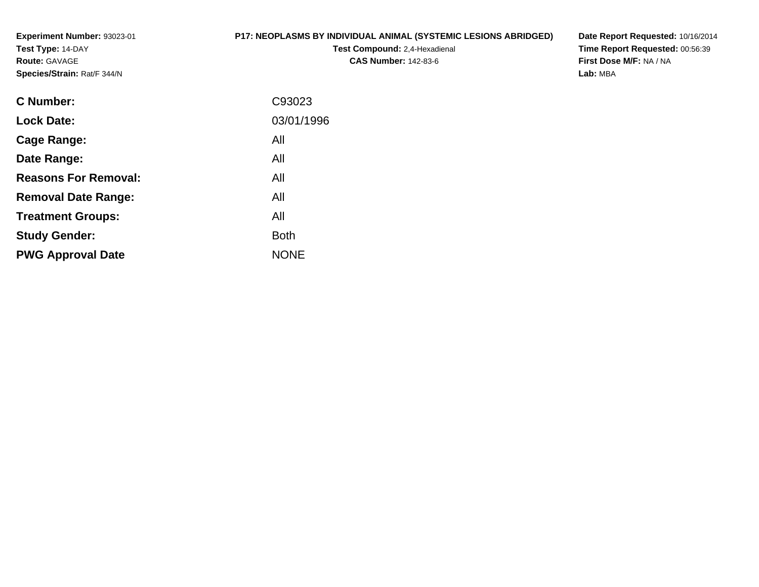**Experiment Number:** 93023-01
**Test Type:** 14-DAY
**Route:** GAVAGE
**Species/Strain:** Rat/F 344/N

**P17: NEOPLASMS BY INDIVIDUAL ANIMAL (SYSTEMIC LESIONS ABRIDGED)**
**Test Compound:** 2,4-Hexadienal
**CAS Number:** 142-83-6

**Date Report Requested:** 10/16/2014
**Time Report Requested:** 00:56:39
**First Dose M/F:** NA / NA
**Lab:** MBA

| | |
|---|---|
| **C Number:** | C93023 |
| **Lock Date:** | 03/01/1996 |
| **Cage Range:** | All |
| **Date Range:** | All |
| **Reasons For Removal:** | All |
| **Removal Date Range:** | All |
| **Treatment Groups:** | All |
| **Study Gender:** | Both |
| **PWG Approval Date** | NONE |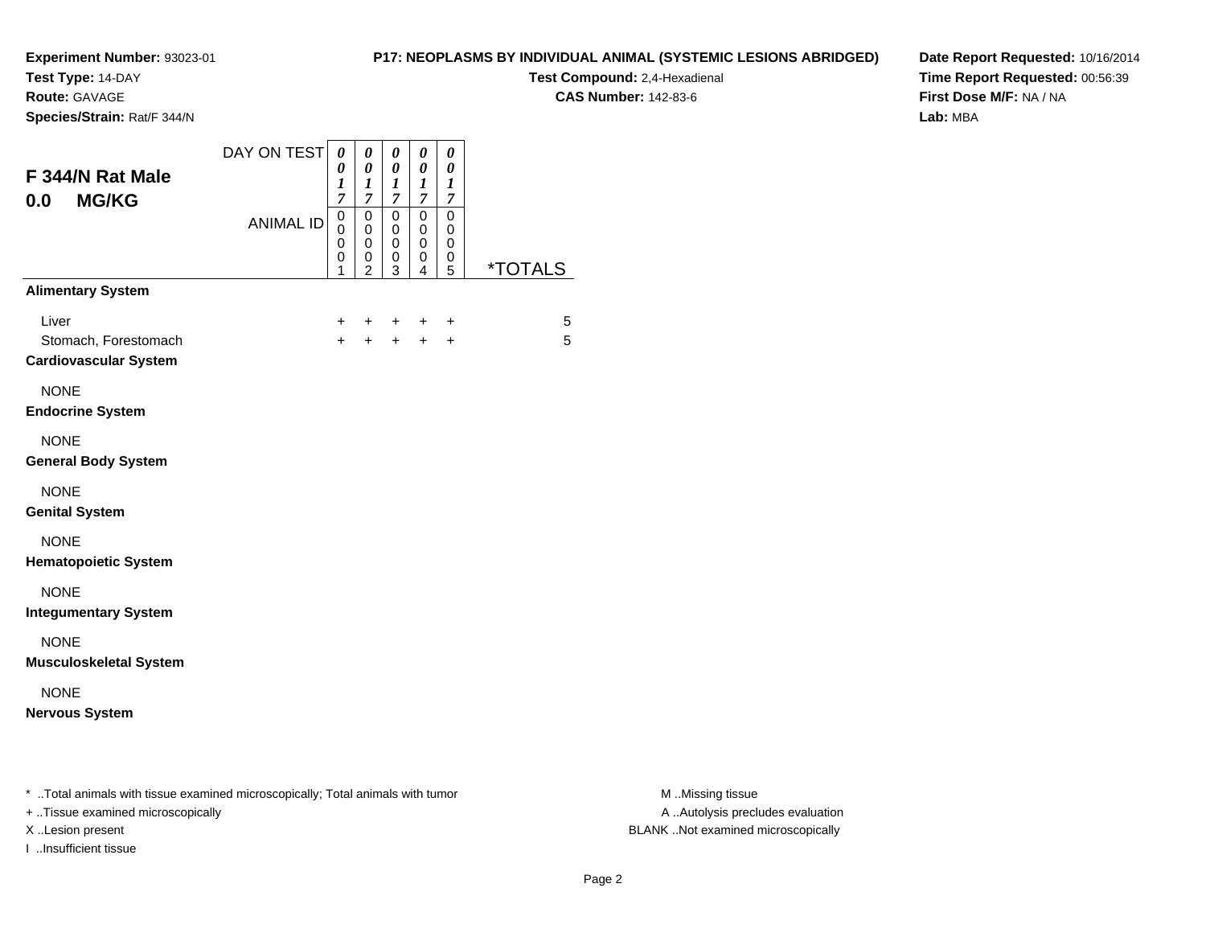**Experiment Number:** 93023-01
**Test Type:** 14-DAY
**Route:** GAVAGE
**Species/Strain:** Rat/F 344/N

**P17: NEOPLASMS BY INDIVIDUAL ANIMAL (SYSTEMIC LESIONS ABRIDGED)**
**Test Compound:** 2,4-Hexadienal
**CAS Number:** 142-83-6

**Date Report Requested:** 10/16/2014
**Time Report Requested:** 00:56:39
**First Dose M/F:** NA / NA
**Lab:** MBA

## F 344/N Rat Male
## 0.0 MG/KG

| DAY ON TEST | 0017 | 0017 | 0017 | 0017 | 0017 | |
|---|---|---|---|---|---|---|
| **ANIMAL ID** | 00001 | 00002 | 00003 | 00004 | 00005 | ***TOTALS** |
| **Alimentary System** | | | | | | |
| Liver | + | + | + | + | + | 5 |
| Stomach, Forestomach | + | + | + | + | + | 5 |
| **Cardiovascular System** | | | | | | |
| NONE | | | | | | |
| **Endocrine System** | | | | | | |
| NONE | | | | | | |
| **General Body System** | | | | | | |
| NONE | | | | | | |
| **Genital System** | | | | | | |
| NONE | | | | | | |
| **Hematopoietic System** | | | | | | |
| NONE | | | | | | |
| **Integumentary System** | | | | | | |
| NONE | | | | | | |
| **Musculoskeletal System** | | | | | | |
| NONE | | | | | | |
| **Nervous System** | | | | | | |

* ..Total animals with tissue examined microscopically; Total animals with tumor
+ ..Tissue examined microscopically
X ..Lesion present
I ..Insufficient tissue

M ..Missing tissue
A ..Autolysis precludes evaluation
BLANK ..Not examined microscopically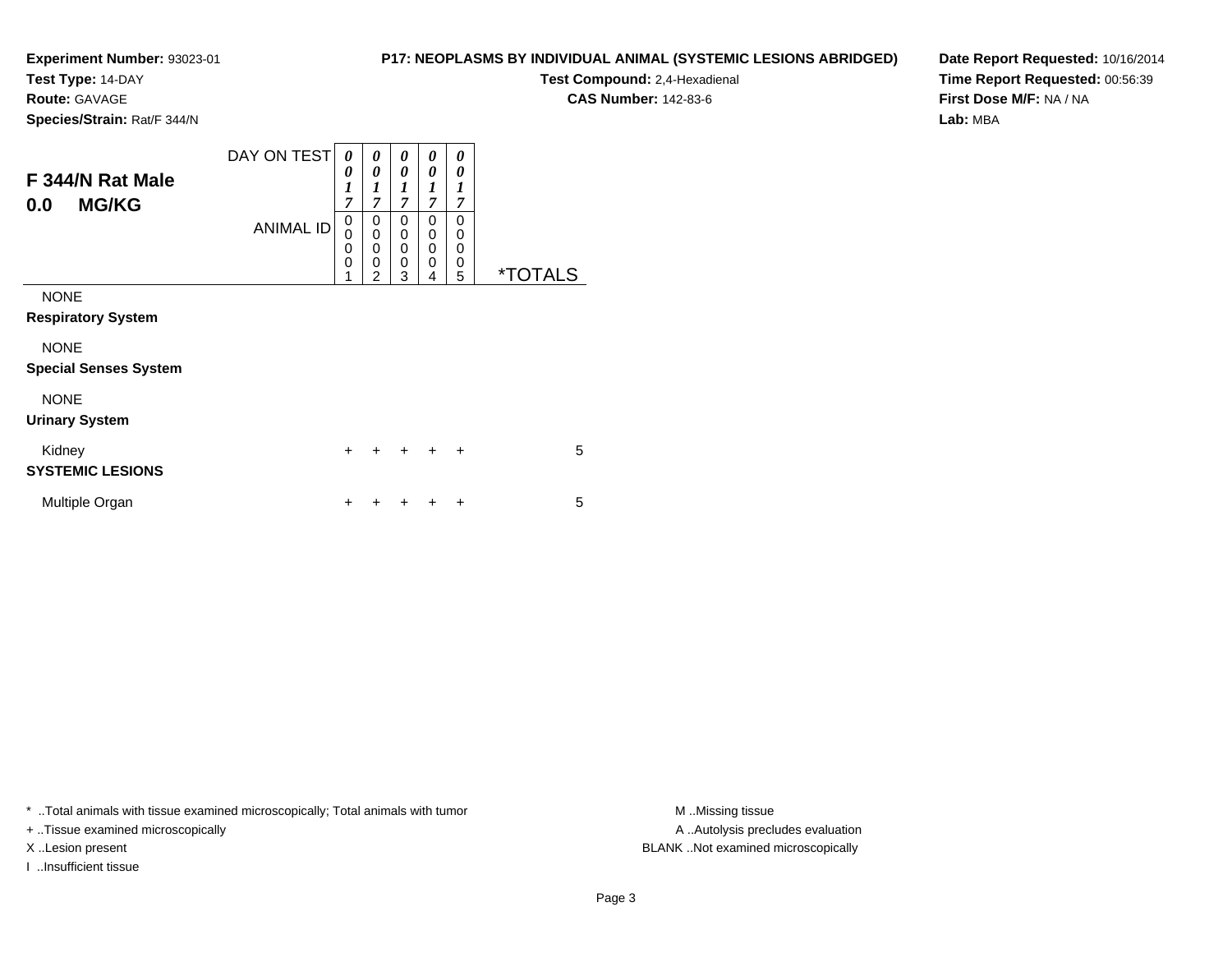**Experiment Number:** 93023-01
**Test Type:** 14-DAY
**Route:** GAVAGE
**Species/Strain:** Rat/F 344/N

**P17: NEOPLASMS BY INDIVIDUAL ANIMAL (SYSTEMIC LESIONS ABRIDGED)**
**Test Compound:** 2,4-Hexadienal
**CAS Number:** 142-83-6

**Date Report Requested:** 10/16/2014
**Time Report Requested:** 00:56:39
**First Dose M/F:** NA / NA
**Lab:** MBA

## F 344/N Rat Male
## 0.0 MG/KG

| DAY ON TEST | 0017 | 0017 | 0017 | 0017 | 0017 | |
|---|---|---|---|---|---|---|
| ANIMAL ID | 00001 | 00002 | 00003 | 00004 | 00005 | *TOTALS |
| NONE | | | | | | |
| **Respiratory System** | | | | | | |
| NONE | | | | | | |
| **Special Senses System** | | | | | | |
| NONE | | | | | | |
| **Urinary System** | | | | | | |
| Kidney | + | + | + | + | + | 5 |
| **SYSTEMIC LESIONS** | | | | | | |
| Multiple Organ | + | + | + | + | + | 5 |

* ..Total animals with tissue examined microscopically; Total animals with tumor
+ ..Tissue examined microscopically
X ..Lesion present
I ..Insufficient tissue

M ..Missing tissue
A ..Autolysis precludes evaluation
BLANK ..Not examined microscopically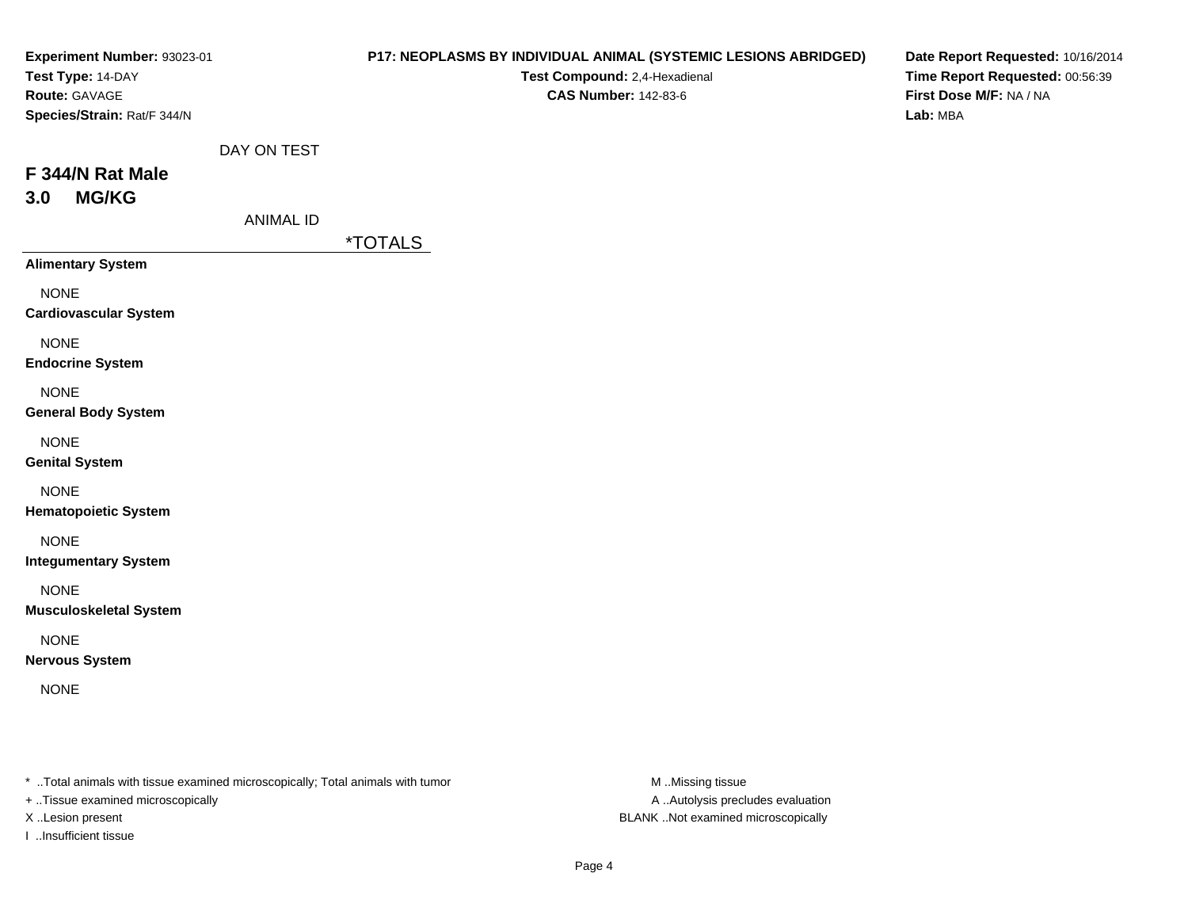**Experiment Number:** 93023-01
**Test Type:** 14-DAY
**Route:** GAVAGE
**Species/Strain:** Rat/F 344/N

**P17: NEOPLASMS BY INDIVIDUAL ANIMAL (SYSTEMIC LESIONS ABRIDGED)**
**Test Compound:** 2,4-Hexadienal
**CAS Number:** 142-83-6

**Date Report Requested:** 10/16/2014
**Time Report Requested:** 00:56:39
**First Dose M/F:** NA / NA
**Lab:** MBA

DAY ON TEST

## F 344/N Rat Male
## 3.0 MG/KG

ANIMAL ID

| | *TOTALS |
|---|---|
| **Alimentary System** | |
| NONE | |
| **Cardiovascular System** | |
| NONE | |
| **Endocrine System** | |
| NONE | |
| **General Body System** | |
| NONE | |
| **Genital System** | |
| NONE | |
| **Hematopoietic System** | |
| NONE | |
| **Integumentary System** | |
| NONE | |
| **Musculoskeletal System** | |
| NONE | |
| **Nervous System** | |
| NONE | |

* ..Total animals with tissue examined microscopically; Total animals with tumor
+ ..Tissue examined microscopically
X ..Lesion present
I ..Insufficient tissue

M ..Missing tissue
A ..Autolysis precludes evaluation
BLANK ..Not examined microscopically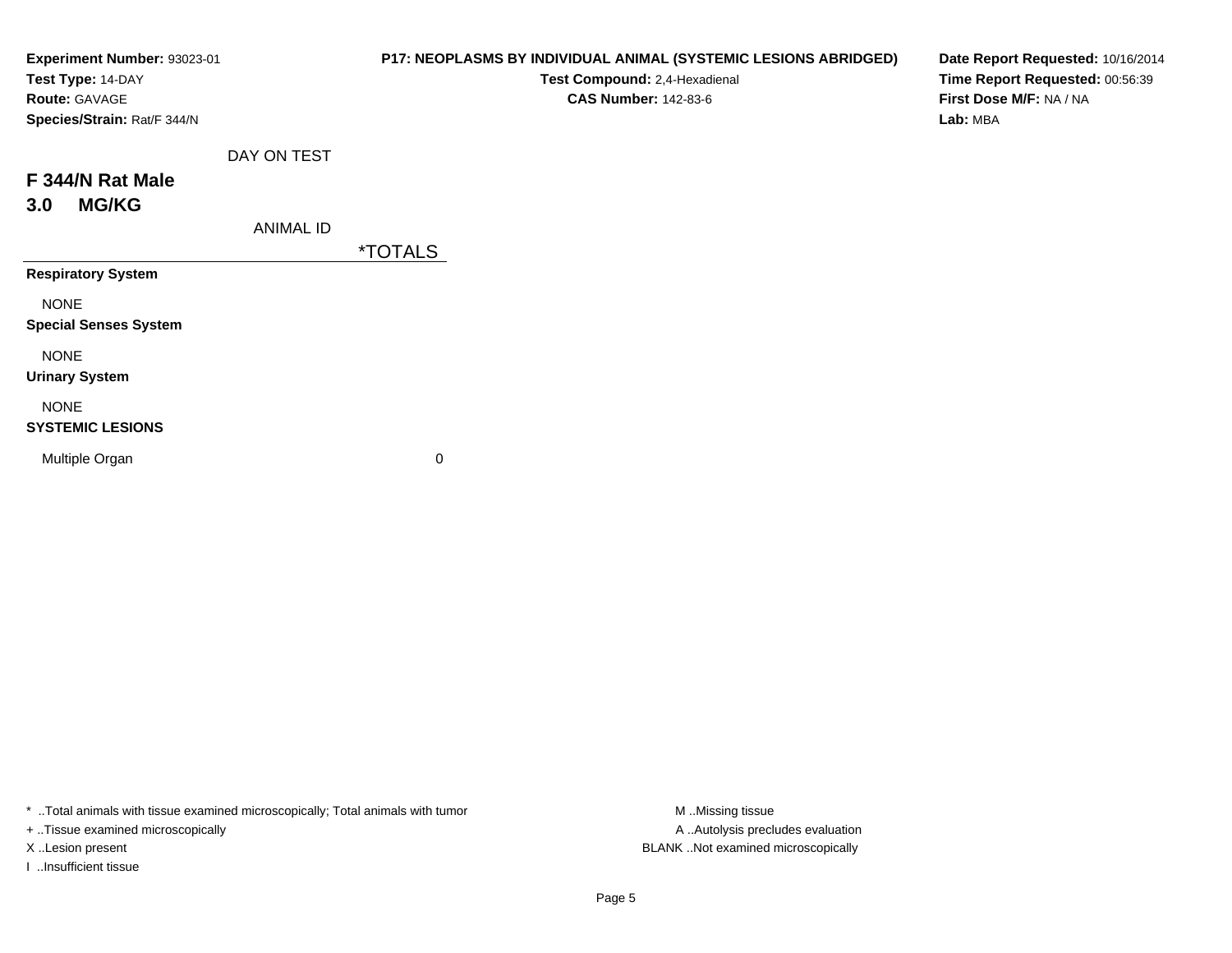**Experiment Number:** 93023-01
**Test Type:** 14-DAY
**Route:** GAVAGE
**Species/Strain:** Rat/F 344/N

**P17: NEOPLASMS BY INDIVIDUAL ANIMAL (SYSTEMIC LESIONS ABRIDGED)**
**Test Compound:** 2,4-Hexadienal
**CAS Number:** 142-83-6

**Date Report Requested:** 10/16/2014
**Time Report Requested:** 00:56:39
**First Dose M/F:** NA / NA
**Lab:** MBA

DAY ON TEST

## F 344/N Rat Male
## 3.0 MG/KG

| ANIMAL ID | *TOTALS |
|---|---|
| **Respiratory System** | |
| NONE | |
| **Special Senses System** | |
| NONE | |
| **Urinary System** | |
| NONE | |
| **SYSTEMIC LESIONS** | |
| Multiple Organ | 0 |

* ..Total animals with tissue examined microscopically; Total animals with tumor
+ ..Tissue examined microscopically
X ..Lesion present
I ..Insufficient tissue

M ..Missing tissue
A ..Autolysis precludes evaluation
BLANK ..Not examined microscopically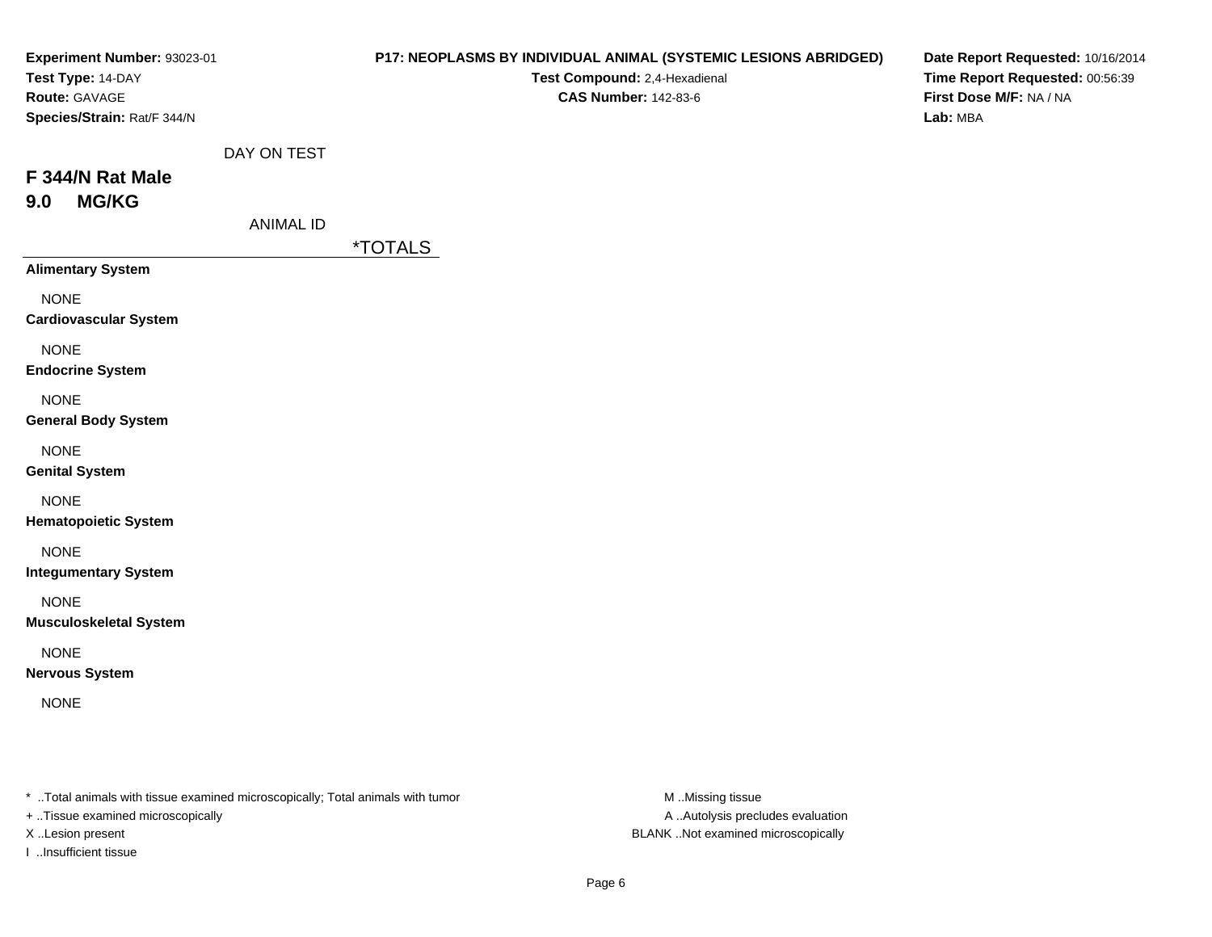**Experiment Number:** 93023-01
**Test Type:** 14-DAY
**Route:** GAVAGE
**Species/Strain:** Rat/F 344/N

**P17: NEOPLASMS BY INDIVIDUAL ANIMAL (SYSTEMIC LESIONS ABRIDGED)**
**Test Compound:** 2,4-Hexadienal
**CAS Number:** 142-83-6

**Date Report Requested:** 10/16/2014
**Time Report Requested:** 00:56:39
**First Dose M/F:** NA / NA
**Lab:** MBA

DAY ON TEST

## F 344/N Rat Male
## 9.0 MG/KG

ANIMAL ID

| | *TOTALS |
|---|---|
| **Alimentary System** | |
| NONE | |
| **Cardiovascular System** | |
| NONE | |
| **Endocrine System** | |
| NONE | |
| **General Body System** | |
| NONE | |
| **Genital System** | |
| NONE | |
| **Hematopoietic System** | |
| NONE | |
| **Integumentary System** | |
| NONE | |
| **Musculoskeletal System** | |
| NONE | |
| **Nervous System** | |
| NONE | |

* ..Total animals with tissue examined microscopically; Total animals with tumor
+ ..Tissue examined microscopically
X ..Lesion present
I ..Insufficient tissue

M ..Missing tissue
A ..Autolysis precludes evaluation
BLANK ..Not examined microscopically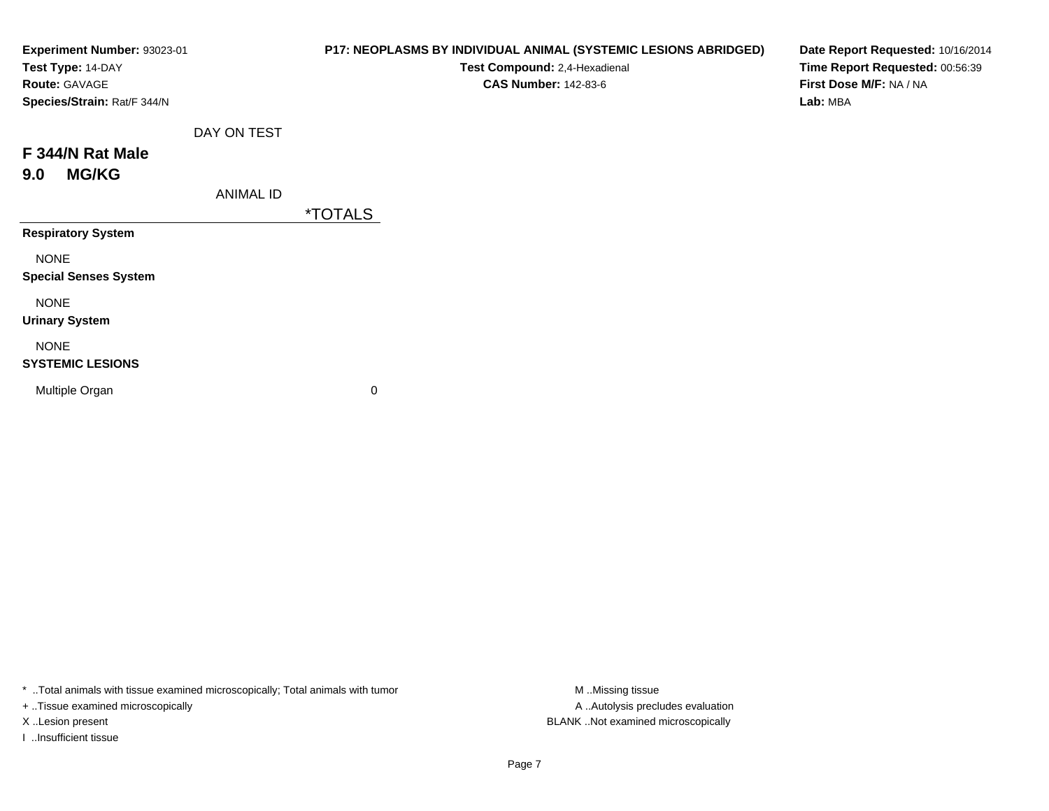**Experiment Number:** 93023-01
**Test Type:** 14-DAY
**Route:** GAVAGE
**Species/Strain:** Rat/F 344/N

**P17: NEOPLASMS BY INDIVIDUAL ANIMAL (SYSTEMIC LESIONS ABRIDGED)**
**Test Compound:** 2,4-Hexadienal
**CAS Number:** 142-83-6

**Date Report Requested:** 10/16/2014
**Time Report Requested:** 00:56:39
**First Dose M/F:** NA / NA
**Lab:** MBA

DAY ON TEST

# F 344/N Rat Male
## 9.0 MG/KG

ANIMAL ID

| | *TOTALS |
|---|---|
| **Respiratory System** | |
| NONE | |
| **Special Senses System** | |
| NONE | |
| **Urinary System** | |
| NONE | |
| **SYSTEMIC LESIONS** | |
| Multiple Organ | 0 |

* ..Total animals with tissue examined microscopically; Total animals with tumor
+ ..Tissue examined microscopically
X ..Lesion present
I ..Insufficient tissue

M ..Missing tissue
A ..Autolysis precludes evaluation
BLANK ..Not examined microscopically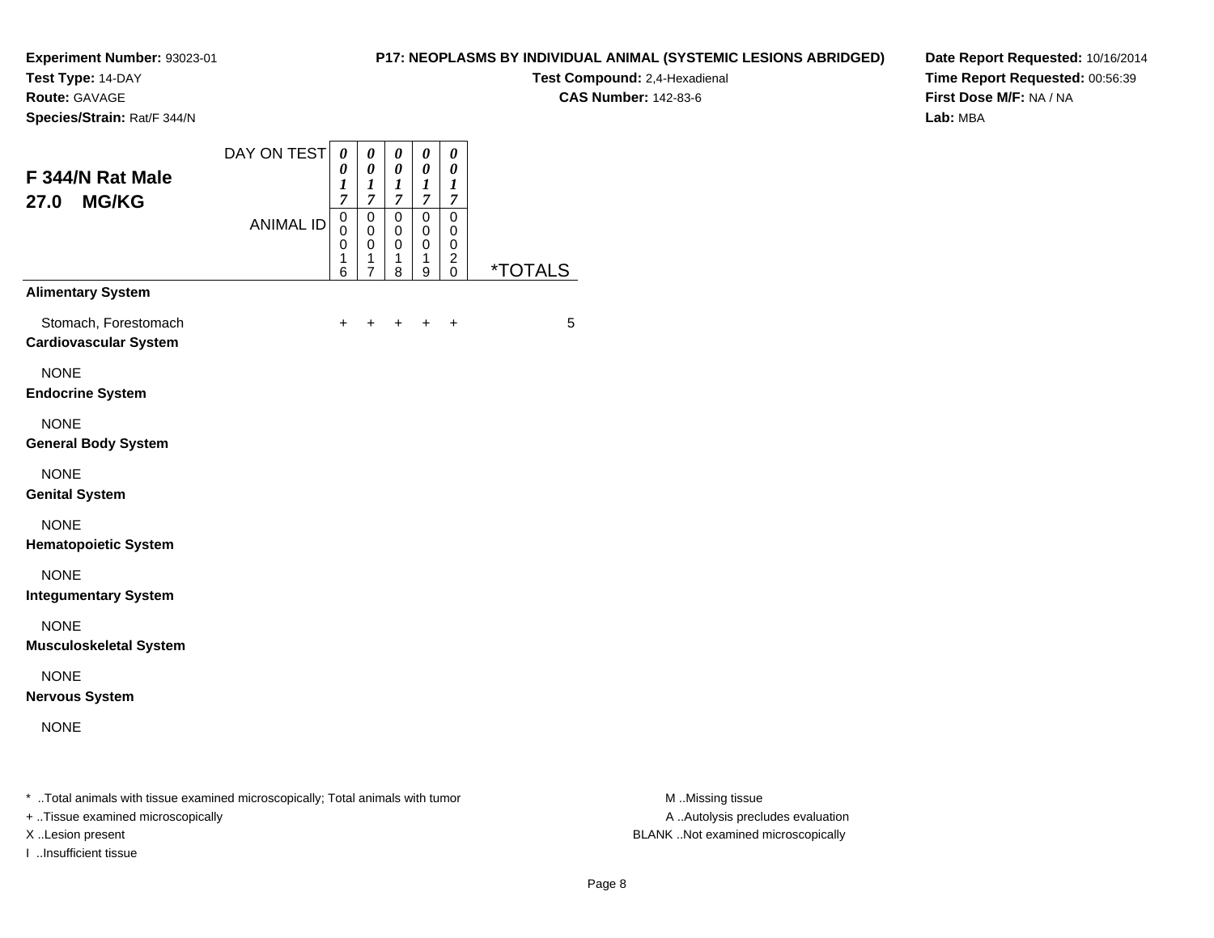**Experiment Number:** 93023-01
**Test Type:** 14-DAY
**Route:** GAVAGE
**Species/Strain:** Rat/F 344/N

**P17: NEOPLASMS BY INDIVIDUAL ANIMAL (SYSTEMIC LESIONS ABRIDGED)**
**Test Compound:** 2,4-Hexadienal
**CAS Number:** 142-83-6

**Date Report Requested:** 10/16/2014
**Time Report Requested:** 00:56:39
**First Dose M/F:** NA / NA
**Lab:** MBA

## F 344/N Rat Male
## 27.0 MG/KG

| | | | | | | |
|---|---|---|---|---|---|---|
| DAY ON TEST | 0017 | 0017 | 0017 | 0017 | 0017 | |
| ANIMAL ID | 00016 | 00017 | 00018 | 00019 | 00020 | *TOTALS |
| **Alimentary System** | | | | | | |
| Stomach, Forestomach | + | + | + | + | + | 5 |
| **Cardiovascular System** | | | | | | |
| NONE | | | | | | |
| **Endocrine System** | | | | | | |
| NONE | | | | | | |
| **General Body System** | | | | | | |
| NONE | | | | | | |
| **Genital System** | | | | | | |
| NONE | | | | | | |
| **Hematopoietic System** | | | | | | |
| NONE | | | | | | |
| **Integumentary System** | | | | | | |
| NONE | | | | | | |
| **Musculoskeletal System** | | | | | | |
| NONE | | | | | | |
| **Nervous System** | | | | | | |
| NONE | | | | | | |

* ..Total animals with tissue examined microscopically; Total animals with tumor
+ ..Tissue examined microscopically
X ..Lesion present
I ..Insufficient tissue

M ..Missing tissue
A ..Autolysis precludes evaluation
BLANK ..Not examined microscopically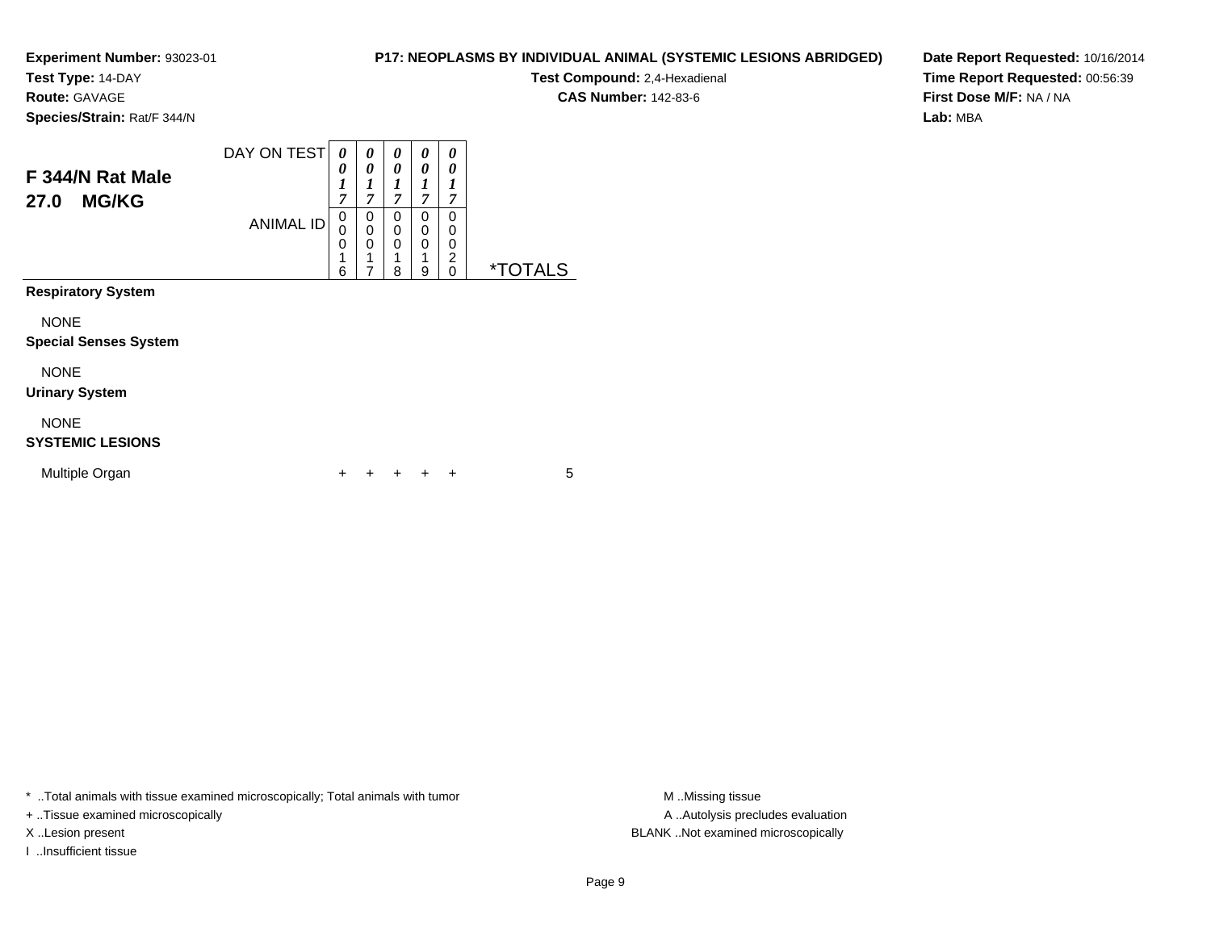**Experiment Number:** 93023-01
**Test Type:** 14-DAY
**Route:** GAVAGE
**Species/Strain:** Rat/F 344/N

**P17: NEOPLASMS BY INDIVIDUAL ANIMAL (SYSTEMIC LESIONS ABRIDGED)**
**Test Compound:** 2,4-Hexadienal
**CAS Number:** 142-83-6

**Date Report Requested:** 10/16/2014
**Time Report Requested:** 00:56:39
**First Dose M/F:** NA / NA
**Lab:** MBA

## F 344/N Rat Male 27.0 MG/KG

| | | | | | | |
|---|---|---|---|---|---|---|
| DAY ON TEST | 0017 | 0017 | 0017 | 0017 | 0017 | |
| ANIMAL ID | 00016 | 00017 | 00018 | 00019 | 00020 | *TOTALS |
| **Respiratory System** | | | | | | |
| NONE | | | | | | |
| **Special Senses System** | | | | | | |
| NONE | | | | | | |
| **Urinary System** | | | | | | |
| NONE | | | | | | |
| **SYSTEMIC LESIONS** | | | | | | |
| Multiple Organ | + | + | + | + | + | 5 |

\* ..Total animals with tissue examined microscopically; Total animals with tumor
+ ..Tissue examined microscopically
X ..Lesion present
I ..Insufficient tissue

M ..Missing tissue
A ..Autolysis precludes evaluation
BLANK ..Not examined microscopically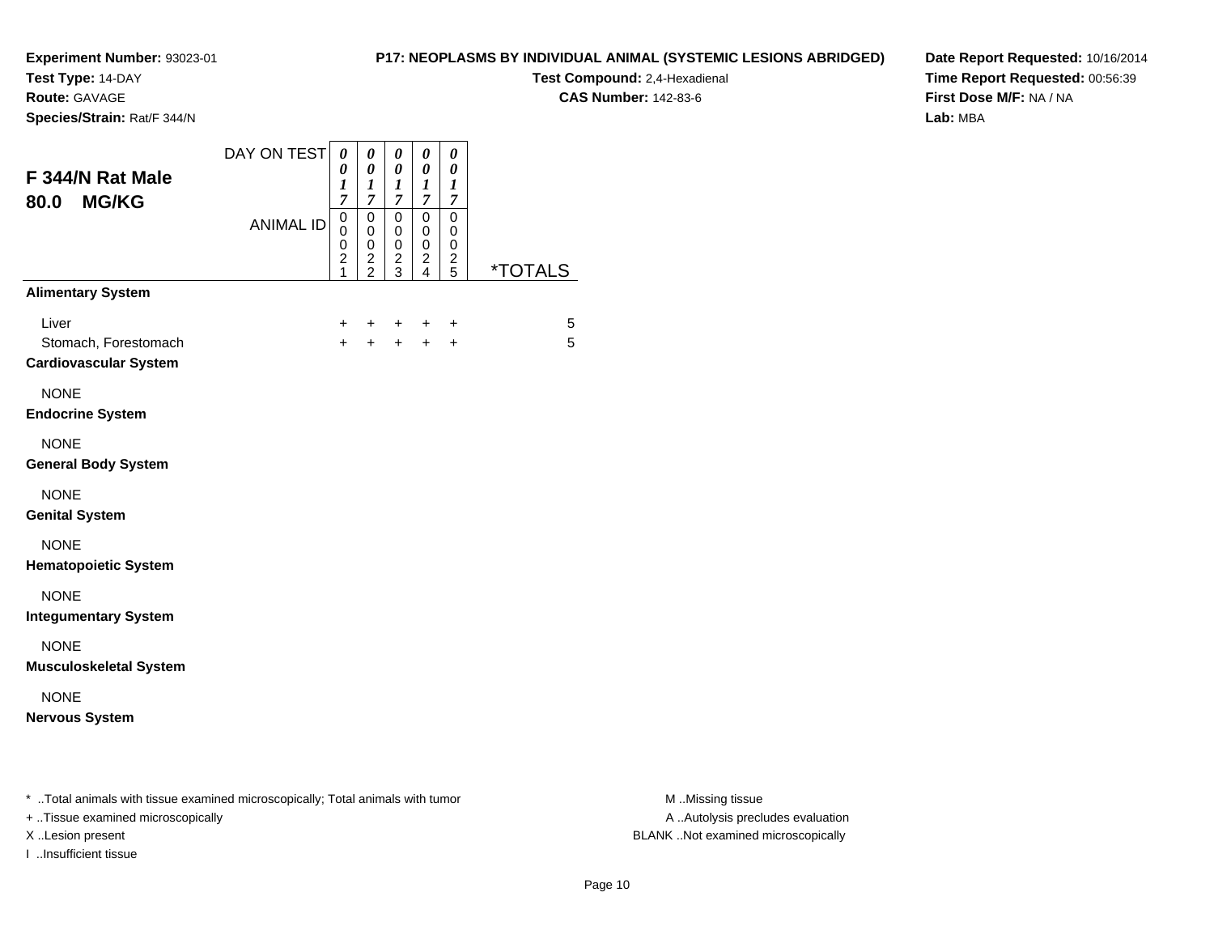**Experiment Number:** 93023-01
**Test Type:** 14-DAY
**Route:** GAVAGE
**Species/Strain:** Rat/F 344/N

**P17: NEOPLASMS BY INDIVIDUAL ANIMAL (SYSTEMIC LESIONS ABRIDGED)**
**Test Compound:** 2,4-Hexadienal
**CAS Number:** 142-83-6

**Date Report Requested:** 10/16/2014
**Time Report Requested:** 00:56:39
**First Dose M/F:** NA / NA
**Lab:** MBA

## F 344/N Rat Male
## 80.0 MG/KG

| DAY ON TEST | 0017 | 0017 | 0017 | 0017 | 0017 | |
|---|---|---|---|---|---|---|
| **ANIMAL ID** | **00021** | **00022** | **00023** | **00024** | **00025** | ***TOTALS** |
| **Alimentary System** | | | | | | |
| Liver | + | + | + | + | + | 5 |
| Stomach, Forestomach | + | + | + | + | + | 5 |
| **Cardiovascular System** | | | | | | |
| NONE | | | | | | |
| **Endocrine System** | | | | | | |
| NONE | | | | | | |
| **General Body System** | | | | | | |
| NONE | | | | | | |
| **Genital System** | | | | | | |
| NONE | | | | | | |
| **Hematopoietic System** | | | | | | |
| NONE | | | | | | |
| **Integumentary System** | | | | | | |
| NONE | | | | | | |
| **Musculoskeletal System** | | | | | | |
| NONE | | | | | | |
| **Nervous System** | | | | | | |

* ..Total animals with tissue examined microscopically; Total animals with tumor
+ ..Tissue examined microscopically
X ..Lesion present
I ..Insufficient tissue

M ..Missing tissue
A ..Autolysis precludes evaluation
BLANK ..Not examined microscopically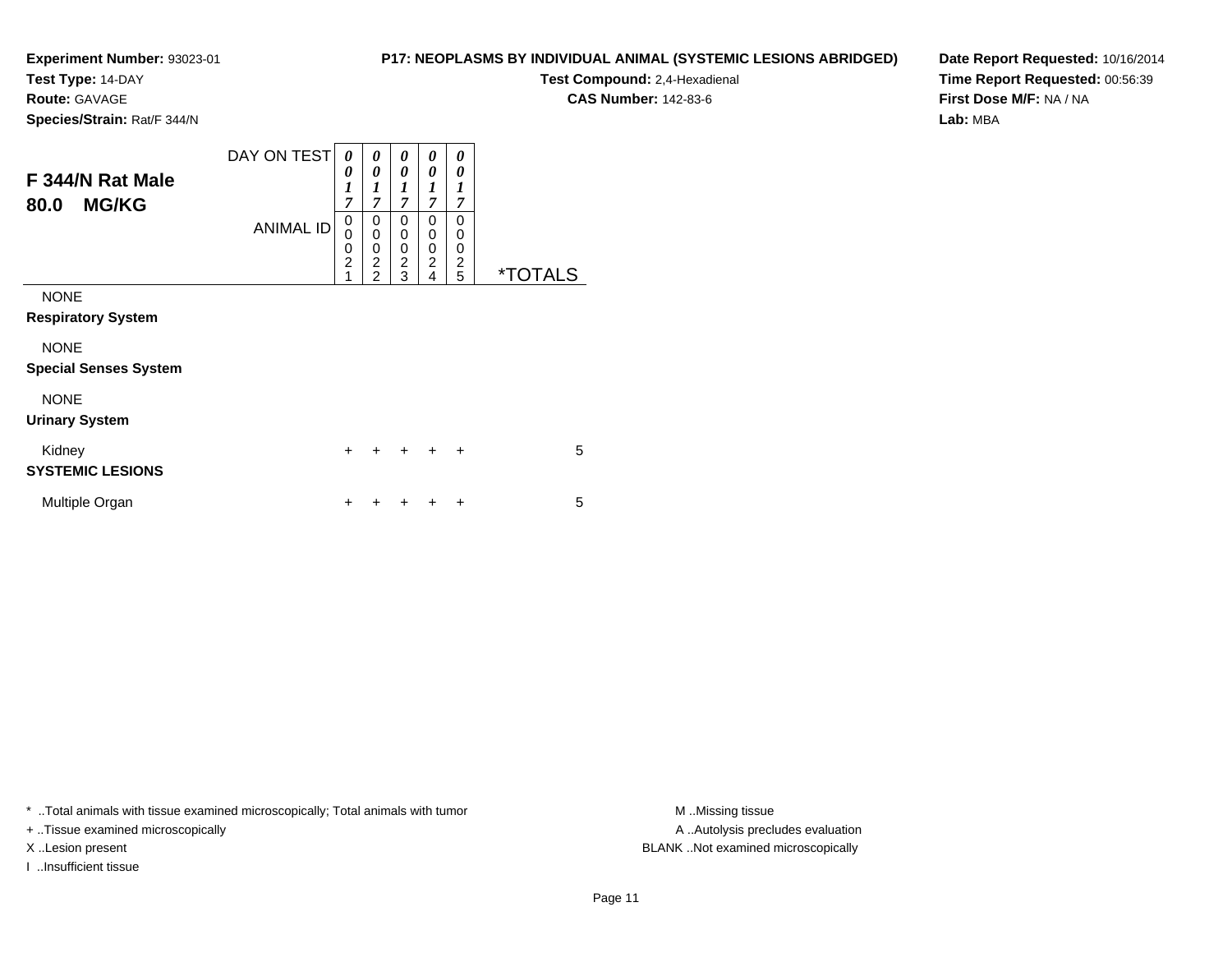**Experiment Number:** 93023-01
**Test Type:** 14-DAY
**Route:** GAVAGE
**Species/Strain:** Rat/F 344/N

**P17: NEOPLASMS BY INDIVIDUAL ANIMAL (SYSTEMIC LESIONS ABRIDGED)**
**Test Compound:** 2,4-Hexadienal
**CAS Number:** 142-83-6

**Date Report Requested:** 10/16/2014
**Time Report Requested:** 00:56:39
**First Dose M/F:** NA / NA
**Lab:** MBA

## F 344/N Rat Male
## 80.0 MG/KG

| DAY ON TEST | 0017 | 0017 | 0017 | 0017 | 0017 | |
|---|---|---|---|---|---|---|
| **ANIMAL ID** | 00021 | 00022 | 00023 | 00024 | 00025 | ***TOTALS** |
| NONE | | | | | | |
| **Respiratory System** | | | | | | |
| NONE | | | | | | |
| **Special Senses System** | | | | | | |
| NONE | | | | | | |
| **Urinary System** | | | | | | |
| Kidney | + | + | + | + | + | 5 |
| **SYSTEMIC LESIONS** | | | | | | |
| Multiple Organ | + | + | + | + | + | 5 |

* ..Total animals with tissue examined microscopically; Total animals with tumor
+ ..Tissue examined microscopically
X ..Lesion present
I ..Insufficient tissue

M ..Missing tissue
A ..Autolysis precludes evaluation
BLANK ..Not examined microscopically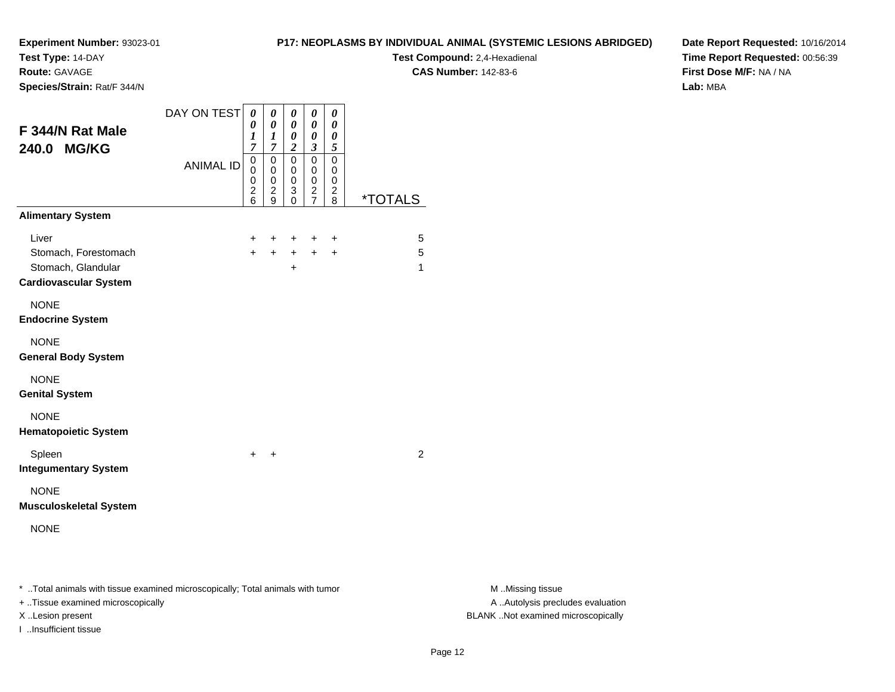**Experiment Number:** 93023-01
**Test Type:** 14-DAY
**Route:** GAVAGE
**Species/Strain:** Rat/F 344/N

**P17: NEOPLASMS BY INDIVIDUAL ANIMAL (SYSTEMIC LESIONS ABRIDGED)**
**Test Compound:** 2,4-Hexadienal
**CAS Number:** 142-83-6

**Date Report Requested:** 10/16/2014
**Time Report Requested:** 00:56:39
**First Dose M/F:** NA / NA
**Lab:** MBA

## F 344/N Rat Male 240.0 MG/KG

| DAY ON TEST | 0017 | 0017 | 0002 | 0003 | 0005 | |
|---|---|---|---|---|---|---|
| ANIMAL ID | 00026 | 00029 | 00030 | 00027 | 00028 | *TOTALS |
| **Alimentary System** | | | | | | |
| Liver | + | + | + | + | + | 5 |
| Stomach, Forestomach | + | + | + | + | + | 5 |
| Stomach, Glandular | | | + | | | 1 |
| **Cardiovascular System** | | | | | | |
| NONE | | | | | | |
| **Endocrine System** | | | | | | |
| NONE | | | | | | |
| **General Body System** | | | | | | |
| NONE | | | | | | |
| **Genital System** | | | | | | |
| NONE | | | | | | |
| **Hematopoietic System** | | | | | | |
| Spleen | + | + | | | | 2 |
| **Integumentary System** | | | | | | |
| NONE | | | | | | |
| **Musculoskeletal System** | | | | | | |
| NONE | | | | | | |

* ..Total animals with tissue examined microscopically; Total animals with tumor
+ ..Tissue examined microscopically
X ..Lesion present
I ..Insufficient tissue

M ..Missing tissue
A ..Autolysis precludes evaluation
BLANK ..Not examined microscopically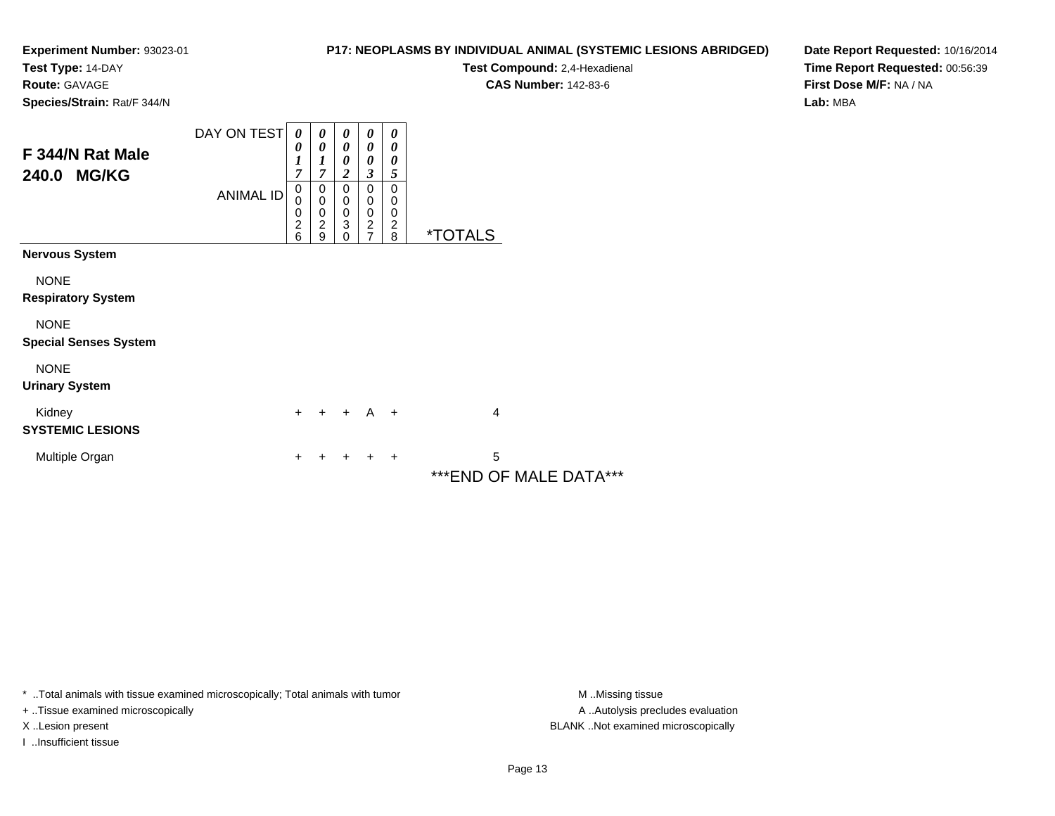**Experiment Number:** 93023-01
**Test Type:** 14-DAY
**Route:** GAVAGE
**Species/Strain:** Rat/F 344/N

**P17: NEOPLASMS BY INDIVIDUAL ANIMAL (SYSTEMIC LESIONS ABRIDGED)**
**Test Compound:** 2,4-Hexadienal
**CAS Number:** 142-83-6

**Date Report Requested:** 10/16/2014
**Time Report Requested:** 00:56:39
**First Dose M/F:** NA / NA
**Lab:** MBA

## F 344/N Rat Male 240.0 MG/KG

| | | | | | | |
|---|---|---|---|---|---|---|
| DAY ON TEST | 0017 | 0017 | 0002 | 0003 | 0005 | |
| ANIMAL ID | 00026 | 00029 | 00030 | 00027 | 00028 | *TOTALS |
| **Nervous System** | | | | | | |
| NONE | | | | | | |
| **Respiratory System** | | | | | | |
| NONE | | | | | | |
| **Special Senses System** | | | | | | |
| NONE | | | | | | |
| **Urinary System** | | | | | | |
| Kidney | + | + | + | A | + | 4 |
| **SYSTEMIC LESIONS** | | | | | | |
| Multiple Organ | + | + | + | + | + | 5 |

***END OF MALE DATA***

* ..Total animals with tissue examined microscopically; Total animals with tumor
+ ..Tissue examined microscopically
X ..Lesion present
I ..Insufficient tissue

M ..Missing tissue
A ..Autolysis precludes evaluation
BLANK ..Not examined microscopically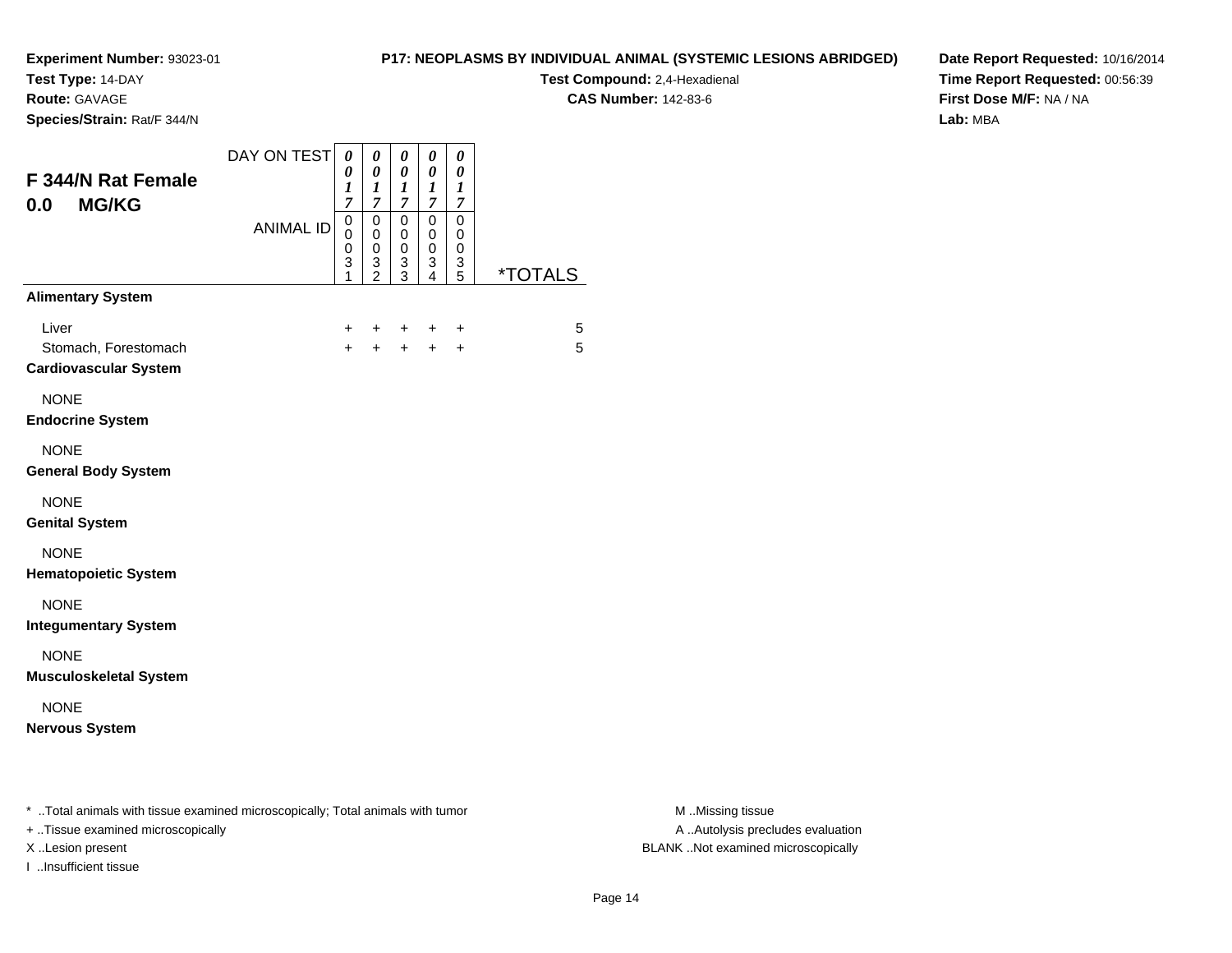**Experiment Number:** 93023-01
**Test Type:** 14-DAY
**Route:** GAVAGE
**Species/Strain:** Rat/F 344/N

**P17: NEOPLASMS BY INDIVIDUAL ANIMAL (SYSTEMIC LESIONS ABRIDGED)**
**Test Compound:** 2,4-Hexadienal
**CAS Number:** 142-83-6

**Date Report Requested:** 10/16/2014
**Time Report Requested:** 00:56:39
**First Dose M/F:** NA / NA
**Lab:** MBA

## F 344/N Rat Female 0.0 MG/KG

| DAY ON TEST | 0017 | 0017 | 0017 | 0017 | 0017 | |
|---|---|---|---|---|---|---|
| ANIMAL ID | 00031 | 00032 | 00033 | 00034 | 00035 | *TOTALS |
| **Alimentary System** | | | | | | |
| Liver | + | + | + | + | + | 5 |
| Stomach, Forestomach | + | + | + | + | + | 5 |
| **Cardiovascular System** | | | | | | |
| NONE | | | | | | |
| **Endocrine System** | | | | | | |
| NONE | | | | | | |
| **General Body System** | | | | | | |
| NONE | | | | | | |
| **Genital System** | | | | | | |
| NONE | | | | | | |
| **Hematopoietic System** | | | | | | |
| NONE | | | | | | |
| **Integumentary System** | | | | | | |
| NONE | | | | | | |
| **Musculoskeletal System** | | | | | | |
| NONE | | | | | | |
| **Nervous System** | | | | | | |

\* ..Total animals with tissue examined microscopically; Total animals with tumor
+ ..Tissue examined microscopically
X ..Lesion present
I ..Insufficient tissue

M ..Missing tissue
A ..Autolysis precludes evaluation
BLANK ..Not examined microscopically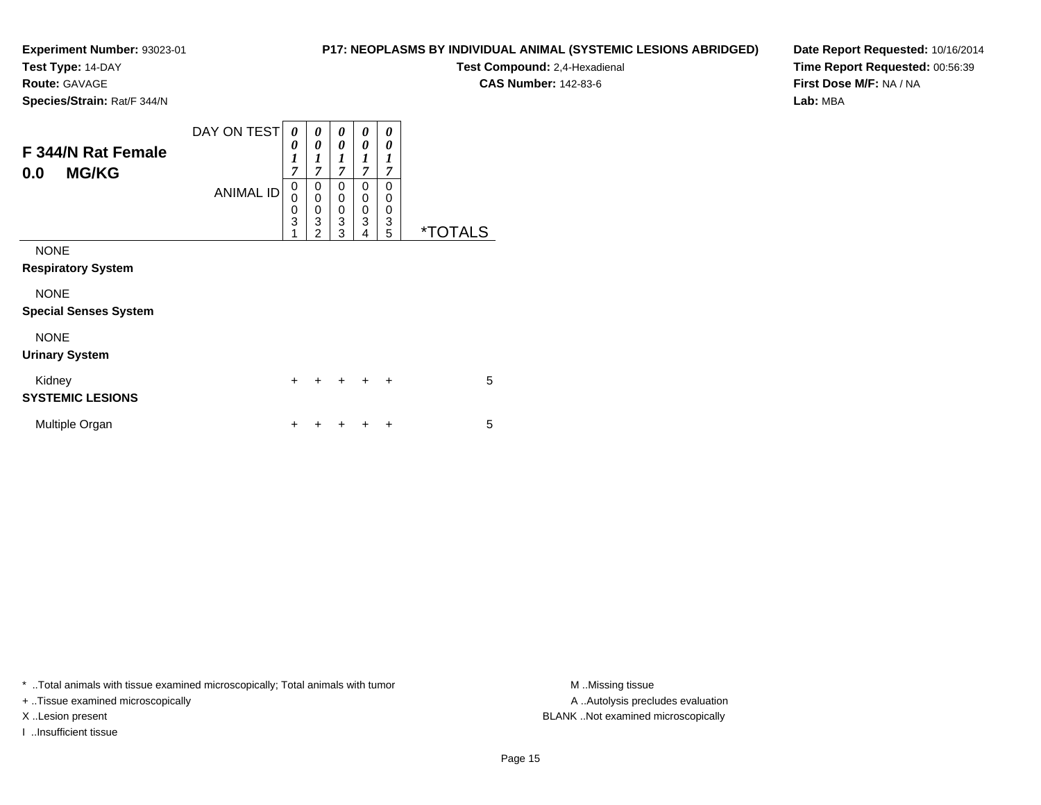**Experiment Number:** 93023-01
**Test Type:** 14-DAY
**Route:** GAVAGE
**Species/Strain:** Rat/F 344/N

**P17: NEOPLASMS BY INDIVIDUAL ANIMAL (SYSTEMIC LESIONS ABRIDGED)**
**Test Compound:** 2,4-Hexadienal
**CAS Number:** 142-83-6

**Date Report Requested:** 10/16/2014
**Time Report Requested:** 00:56:39
**First Dose M/F:** NA / NA
**Lab:** MBA

## F 344/N Rat Female 0.0 MG/KG

| DAY ON TEST | 0017 | 0017 | 0017 | 0017 | 0017 | |
|---|---|---|---|---|---|---|
| **ANIMAL ID** | 00031 | 00032 | 00033 | 00034 | 00035 | ***TOTALS** |
| NONE | | | | | | |
| **Respiratory System** | | | | | | |
| NONE | | | | | | |
| **Special Senses System** | | | | | | |
| NONE | | | | | | |
| **Urinary System** | | | | | | |
| Kidney | + | + | + | + | + | 5 |
| **SYSTEMIC LESIONS** | | | | | | |
| Multiple Organ | + | + | + | + | + | 5 |

* ..Total animals with tissue examined microscopically; Total animals with tumor
+ ..Tissue examined microscopically
X ..Lesion present
I ..Insufficient tissue

M ..Missing tissue
A ..Autolysis precludes evaluation
BLANK ..Not examined microscopically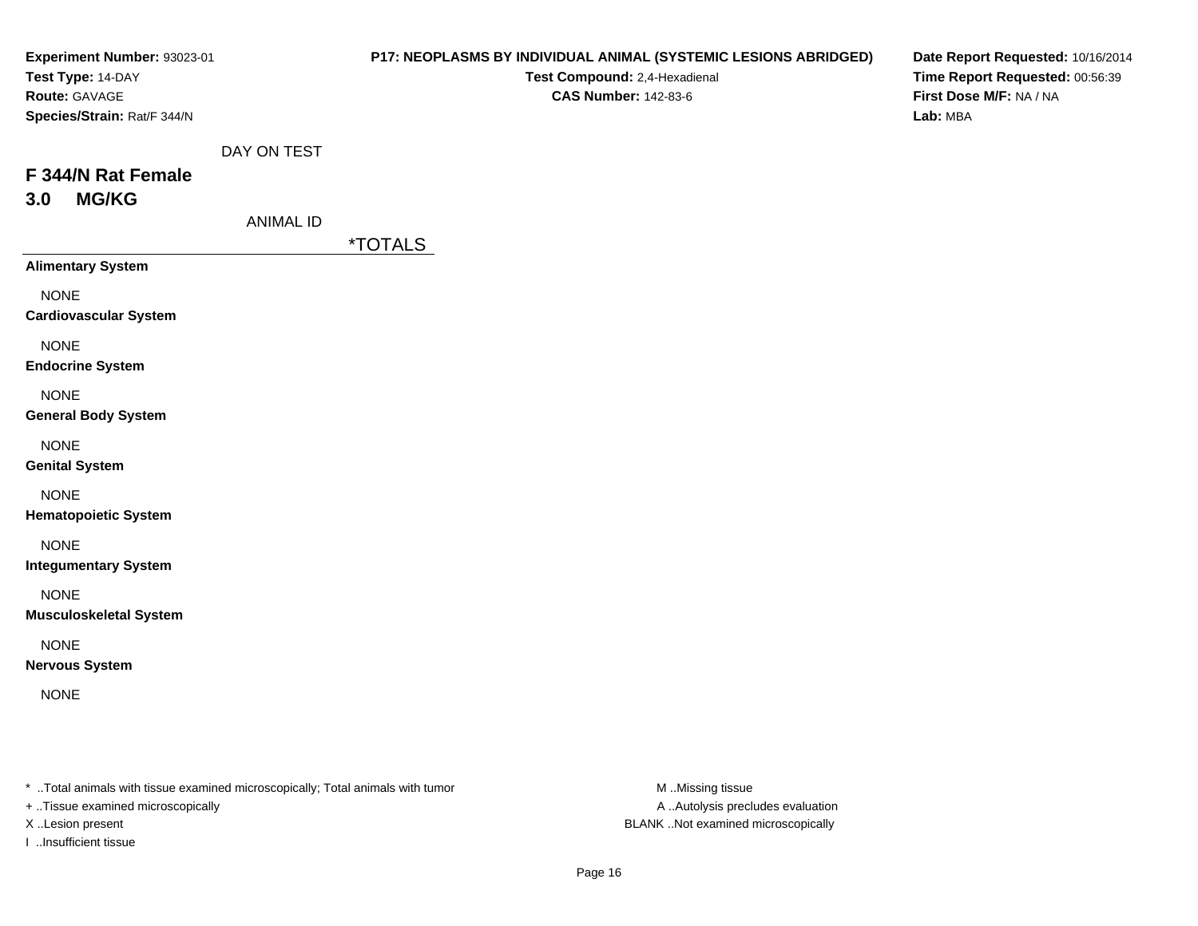**Experiment Number:** 93023-01
**Test Type:** 14-DAY
**Route:** GAVAGE
**Species/Strain:** Rat/F 344/N

**P17: NEOPLASMS BY INDIVIDUAL ANIMAL (SYSTEMIC LESIONS ABRIDGED)**
**Test Compound:** 2,4-Hexadienal
**CAS Number:** 142-83-6

**Date Report Requested:** 10/16/2014
**Time Report Requested:** 00:56:39
**First Dose M/F:** NA / NA
**Lab:** MBA

DAY ON TEST

## F 344/N Rat Female
## 3.0 MG/KG

ANIMAL ID

| | *TOTALS |
|---|---|
| **Alimentary System** | |
| NONE | |
| **Cardiovascular System** | |
| NONE | |
| **Endocrine System** | |
| NONE | |
| **General Body System** | |
| NONE | |
| **Genital System** | |
| NONE | |
| **Hematopoietic System** | |
| NONE | |
| **Integumentary System** | |
| NONE | |
| **Musculoskeletal System** | |
| NONE | |
| **Nervous System** | |
| NONE | |

* ..Total animals with tissue examined microscopically; Total animals with tumor
+ ..Tissue examined microscopically
X ..Lesion present
I ..Insufficient tissue

M ..Missing tissue
A ..Autolysis precludes evaluation
BLANK ..Not examined microscopically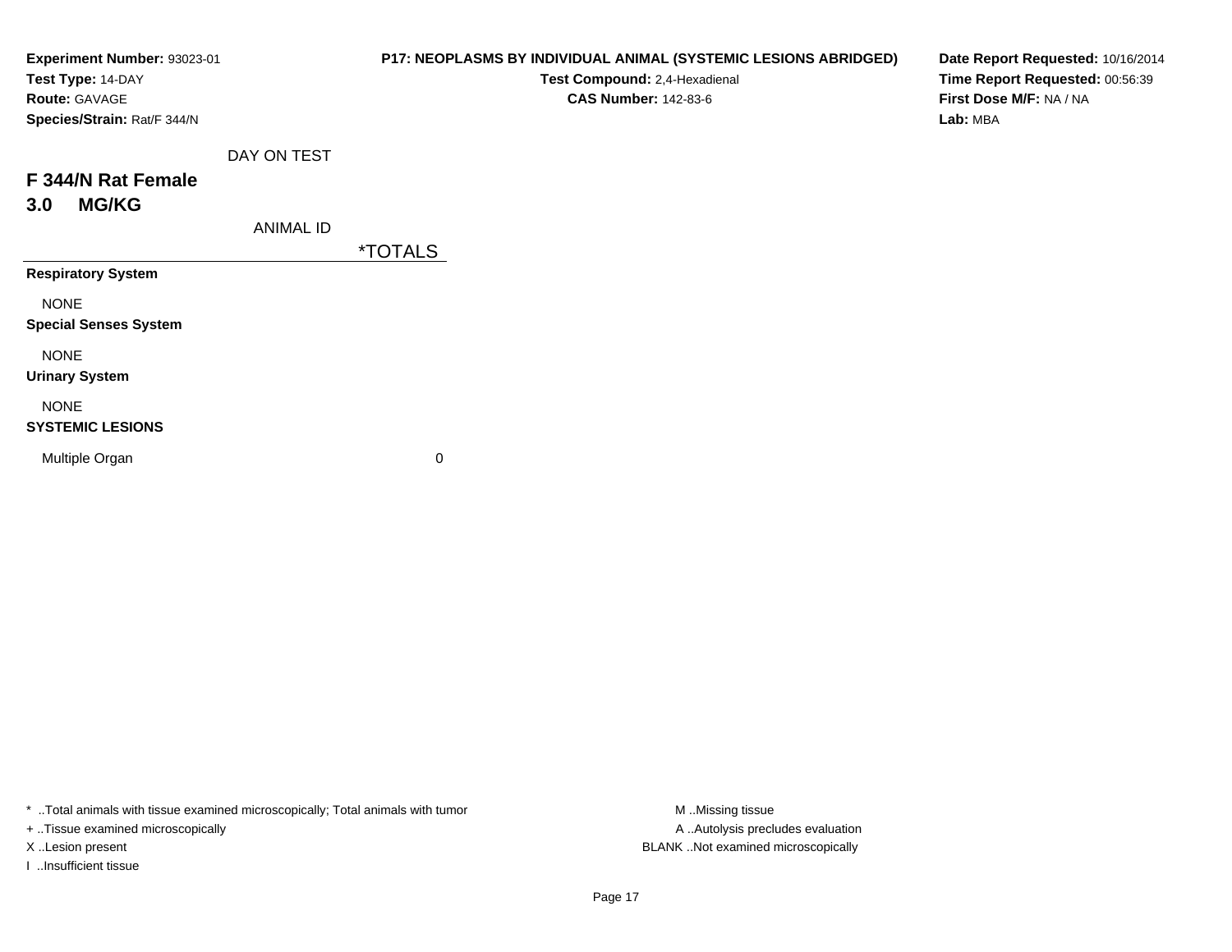**Experiment Number:** 93023-01
**Test Type:** 14-DAY
**Route:** GAVAGE
**Species/Strain:** Rat/F 344/N

**P17: NEOPLASMS BY INDIVIDUAL ANIMAL (SYSTEMIC LESIONS ABRIDGED)**
**Test Compound:** 2,4-Hexadienal
**CAS Number:** 142-83-6

**Date Report Requested:** 10/16/2014
**Time Report Requested:** 00:56:39
**First Dose M/F:** NA / NA
**Lab:** MBA

## F 344/N Rat Female
## 3.0 MG/KG

| DAY ON TEST / ANIMAL ID | *TOTALS |
|---|---|
| **Respiratory System** | |
| NONE | |
| **Special Senses System** | |
| NONE | |
| **Urinary System** | |
| NONE | |
| **SYSTEMIC LESIONS** | |
| Multiple Organ | 0 |

* ..Total animals with tissue examined microscopically; Total animals with tumor
+ ..Tissue examined microscopically
X ..Lesion present
I ..Insufficient tissue

M ..Missing tissue
A ..Autolysis precludes evaluation
BLANK ..Not examined microscopically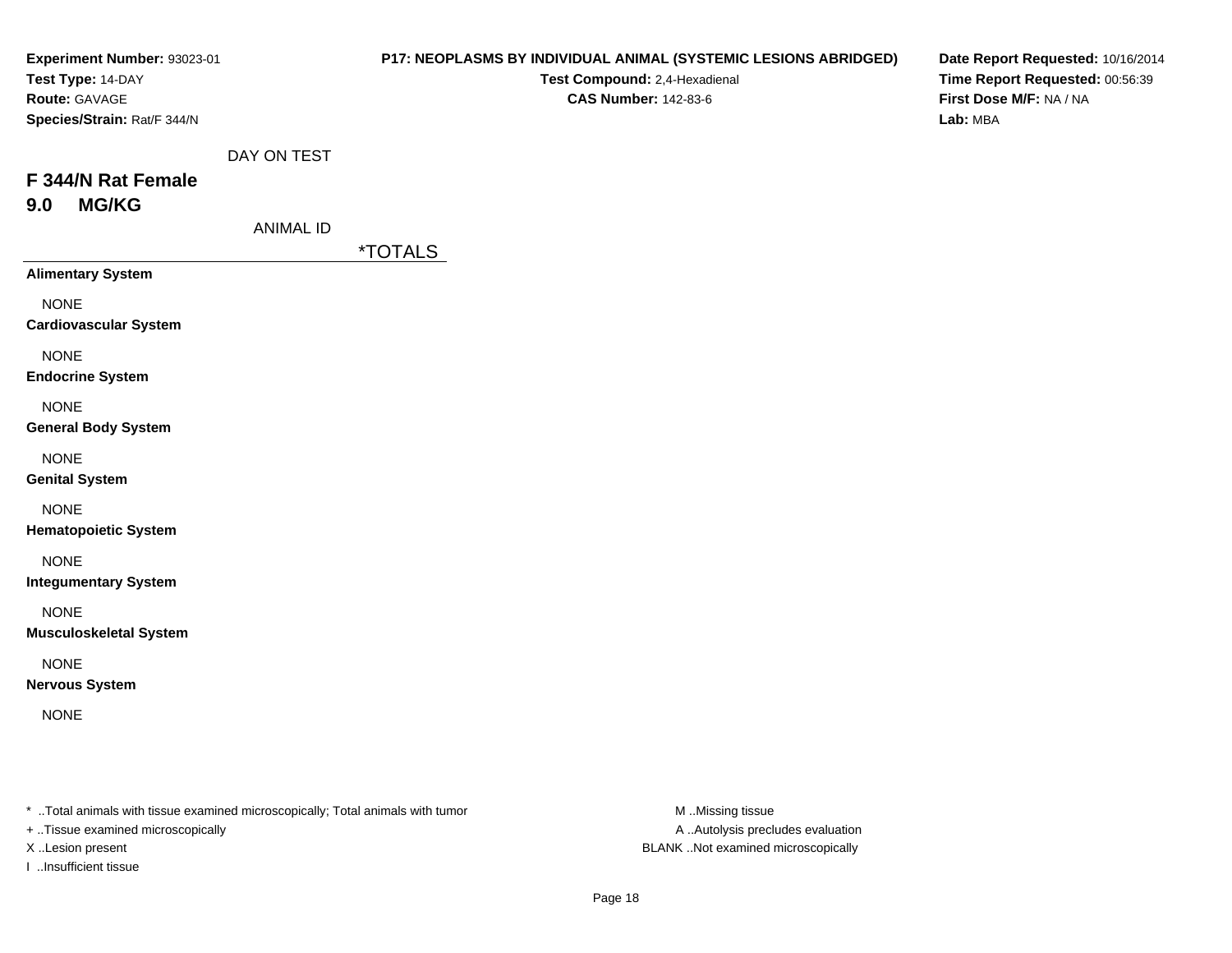**Experiment Number:** 93023-01
**Test Type:** 14-DAY
**Route:** GAVAGE
**Species/Strain:** Rat/F 344/N

**P17: NEOPLASMS BY INDIVIDUAL ANIMAL (SYSTEMIC LESIONS ABRIDGED)**
**Test Compound:** 2,4-Hexadienal
**CAS Number:** 142-83-6

**Date Report Requested:** 10/16/2014
**Time Report Requested:** 00:56:39
**First Dose M/F:** NA / NA
**Lab:** MBA

DAY ON TEST

## F 344/N Rat Female
## 9.0 MG/KG

ANIMAL ID

*TOTALS

**Alimentary System**

NONE

**Cardiovascular System**

NONE

**Endocrine System**

NONE

**General Body System**

NONE

**Genital System**

NONE

**Hematopoietic System**

NONE

**Integumentary System**

NONE

**Musculoskeletal System**

NONE

**Nervous System**

NONE

* ..Total animals with tissue examined microscopically; Total animals with tumor
+ ..Tissue examined microscopically
X ..Lesion present
I ..Insufficient tissue

M ..Missing tissue
A ..Autolysis precludes evaluation
BLANK ..Not examined microscopically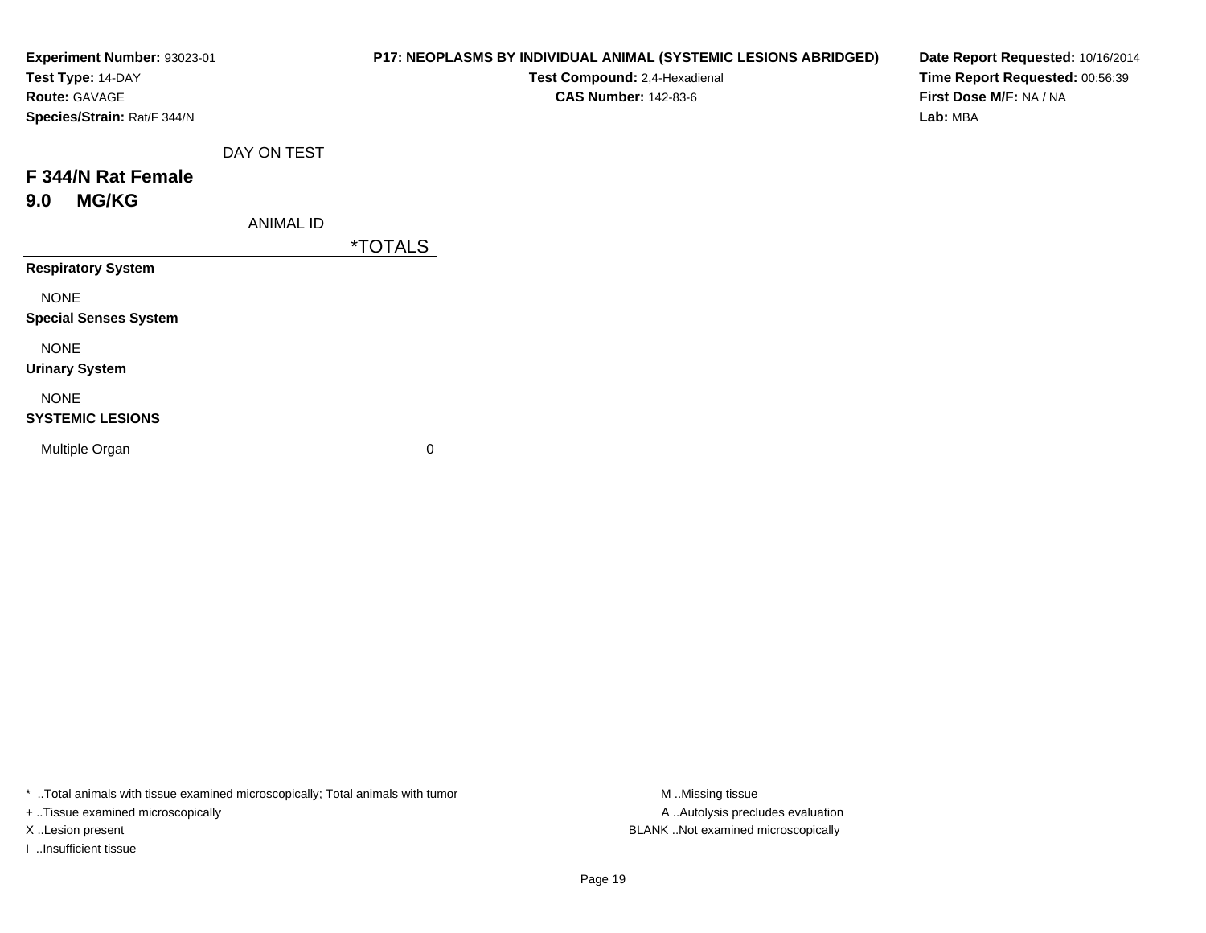**Experiment Number:** 93023-01
**Test Type:** 14-DAY
**Route:** GAVAGE
**Species/Strain:** Rat/F 344/N

**P17: NEOPLASMS BY INDIVIDUAL ANIMAL (SYSTEMIC LESIONS ABRIDGED)**
**Test Compound:** 2,4-Hexadienal
**CAS Number:** 142-83-6

**Date Report Requested:** 10/16/2014
**Time Report Requested:** 00:56:39
**First Dose M/F:** NA / NA
**Lab:** MBA

## F 344/N Rat Female
## 9.0 MG/KG

| DAY ON TEST / ANIMAL ID | *TOTALS |
|---|---|
| **Respiratory System** | |
| NONE | |
| **Special Senses System** | |
| NONE | |
| **Urinary System** | |
| NONE | |
| **SYSTEMIC LESIONS** | |
| Multiple Organ | 0 |

* ..Total animals with tissue examined microscopically; Total animals with tumor
+ ..Tissue examined microscopically
X ..Lesion present
I ..Insufficient tissue

M ..Missing tissue
A ..Autolysis precludes evaluation
BLANK ..Not examined microscopically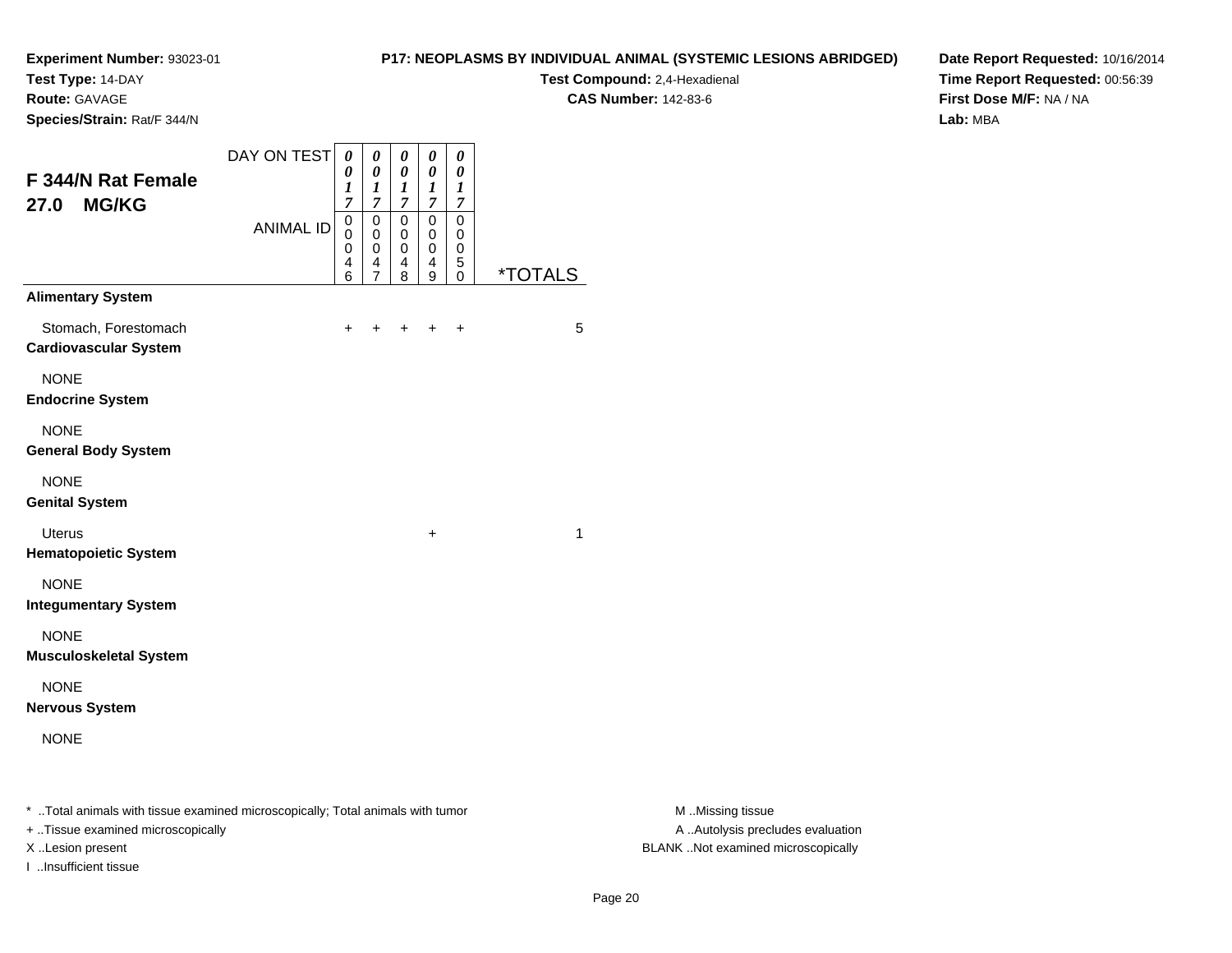**Experiment Number:** 93023-01
**Test Type:** 14-DAY
**Route:** GAVAGE
**Species/Strain:** Rat/F 344/N

**P17: NEOPLASMS BY INDIVIDUAL ANIMAL (SYSTEMIC LESIONS ABRIDGED)**
**Test Compound:** 2,4-Hexadienal
**CAS Number:** 142-83-6

**Date Report Requested:** 10/16/2014
**Time Report Requested:** 00:56:39
**First Dose M/F:** NA / NA
**Lab:** MBA

## F 344/N Rat Female
## 27.0 MG/KG

| DAY ON TEST | 0017 | 0017 | 0017 | 0017 | 0017 | |
|---|---|---|---|---|---|---|
| ANIMAL ID | 00046 | 00047 | 00048 | 00049 | 00050 | *TOTALS |
| **Alimentary System** | | | | | | |
| Stomach, Forestomach | + | + | + | + | + | 5 |
| **Cardiovascular System** | | | | | | |
| NONE | | | | | | |
| **Endocrine System** | | | | | | |
| NONE | | | | | | |
| **General Body System** | | | | | | |
| NONE | | | | | | |
| **Genital System** | | | | | | |
| Uterus | | | | + | | 1 |
| **Hematopoietic System** | | | | | | |
| NONE | | | | | | |
| **Integumentary System** | | | | | | |
| NONE | | | | | | |
| **Musculoskeletal System** | | | | | | |
| NONE | | | | | | |
| **Nervous System** | | | | | | |
| NONE | | | | | | |

* ..Total animals with tissue examined microscopically; Total animals with tumor
+ ..Tissue examined microscopically
X ..Lesion present
I ..Insufficient tissue

M ..Missing tissue
A ..Autolysis precludes evaluation
BLANK ..Not examined microscopically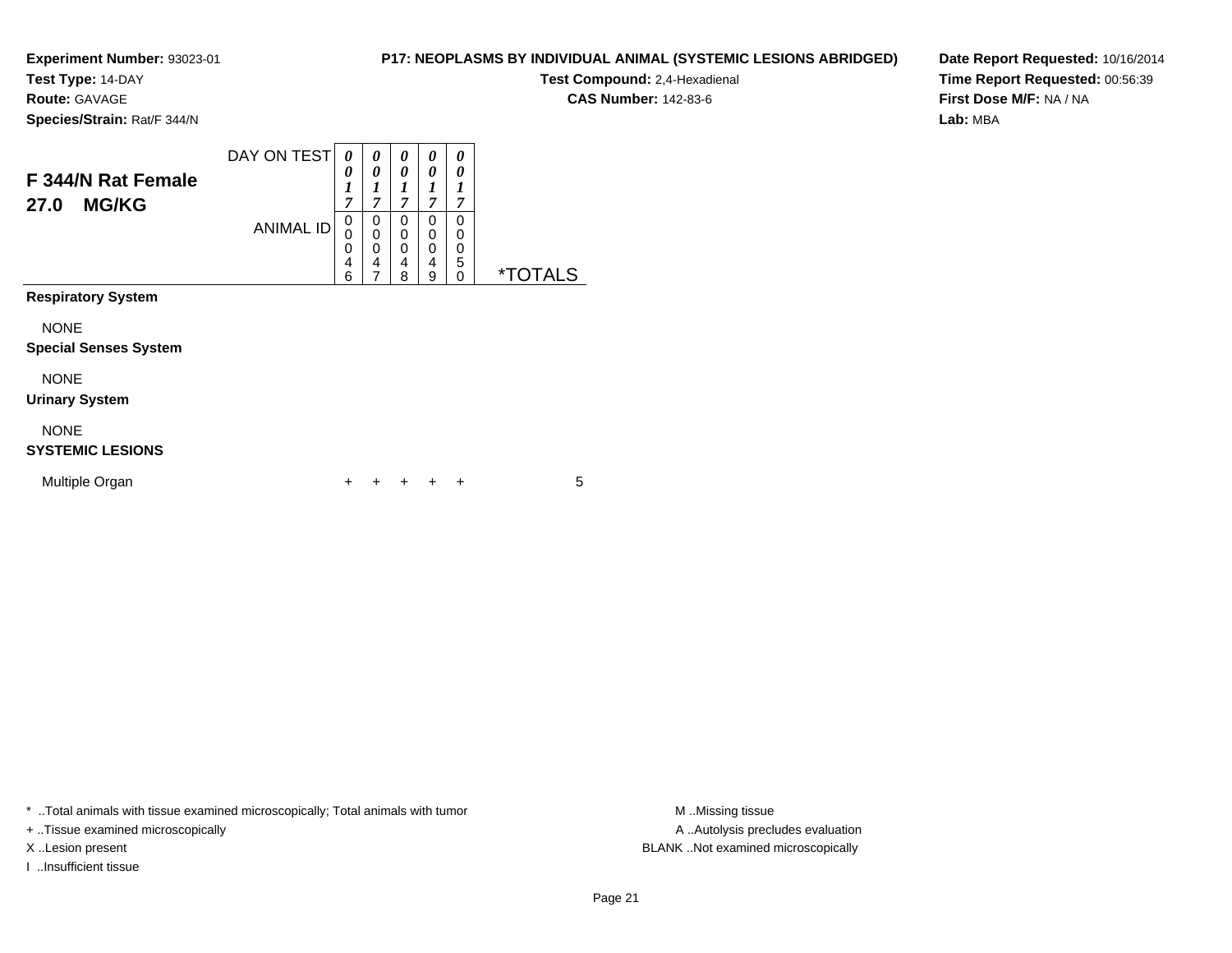**Experiment Number:** 93023-01
**Test Type:** 14-DAY
**Route:** GAVAGE
**Species/Strain:** Rat/F 344/N

**P17: NEOPLASMS BY INDIVIDUAL ANIMAL (SYSTEMIC LESIONS ABRIDGED)**
**Test Compound:** 2,4-Hexadienal
**CAS Number:** 142-83-6

**Date Report Requested:** 10/16/2014
**Time Report Requested:** 00:56:39
**First Dose M/F:** NA / NA
**Lab:** MBA

## F 344/N Rat Female 27.0 MG/KG

| DAY ON TEST | 0017 | 0017 | 0017 | 0017 | 0017 | |
|---|---|---|---|---|---|---|
| **ANIMAL ID** | 00046 | 00047 | 00048 | 00049 | 00050 | ***TOTALS** |
| **Respiratory System** | | | | | | |
| NONE | | | | | | |
| **Special Senses System** | | | | | | |
| NONE | | | | | | |
| **Urinary System** | | | | | | |
| NONE | | | | | | |
| **SYSTEMIC LESIONS** | | | | | | |
| Multiple Organ | + | + | + | + | + | 5 |

* ..Total animals with tissue examined microscopically; Total animals with tumor
+ ..Tissue examined microscopically
X ..Lesion present
I ..Insufficient tissue

M ..Missing tissue
A ..Autolysis precludes evaluation
BLANK ..Not examined microscopically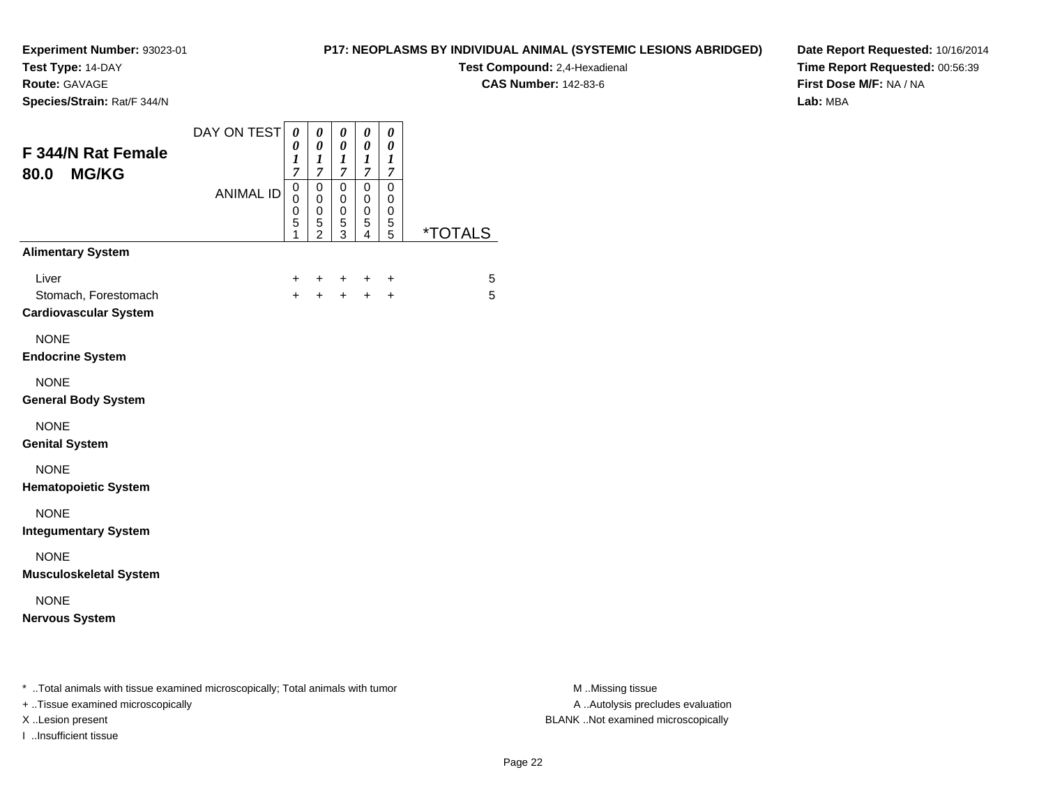**Experiment Number:** 93023-01
**Test Type:** 14-DAY
**Route:** GAVAGE
**Species/Strain:** Rat/F 344/N

**P17: NEOPLASMS BY INDIVIDUAL ANIMAL (SYSTEMIC LESIONS ABRIDGED)**
**Test Compound:** 2,4-Hexadienal
**CAS Number:** 142-83-6

**Date Report Requested:** 10/16/2014
**Time Report Requested:** 00:56:39
**First Dose M/F:** NA / NA
**Lab:** MBA

## F 344/N Rat Female 80.0 MG/KG

| DAY ON TEST | 0017 | 0017 | 0017 | 0017 | 0017 | |
|---|---|---|---|---|---|---|
| ANIMAL ID | 00051 | 00052 | 00053 | 00054 | 00055 | *TOTALS |
| **Alimentary System** | | | | | | |
| Liver | + | + | + | + | + | 5 |
| Stomach, Forestomach | + | + | + | + | + | 5 |
| **Cardiovascular System** | | | | | | |
| NONE | | | | | | |
| **Endocrine System** | | | | | | |
| NONE | | | | | | |
| **General Body System** | | | | | | |
| NONE | | | | | | |
| **Genital System** | | | | | | |
| NONE | | | | | | |
| **Hematopoietic System** | | | | | | |
| NONE | | | | | | |
| **Integumentary System** | | | | | | |
| NONE | | | | | | |
| **Musculoskeletal System** | | | | | | |
| NONE | | | | | | |
| **Nervous System** | | | | | | |

\* ..Total animals with tissue examined microscopically; Total animals with tumor
+ ..Tissue examined microscopically
X ..Lesion present
I ..Insufficient tissue

M ..Missing tissue
A ..Autolysis precludes evaluation
BLANK ..Not examined microscopically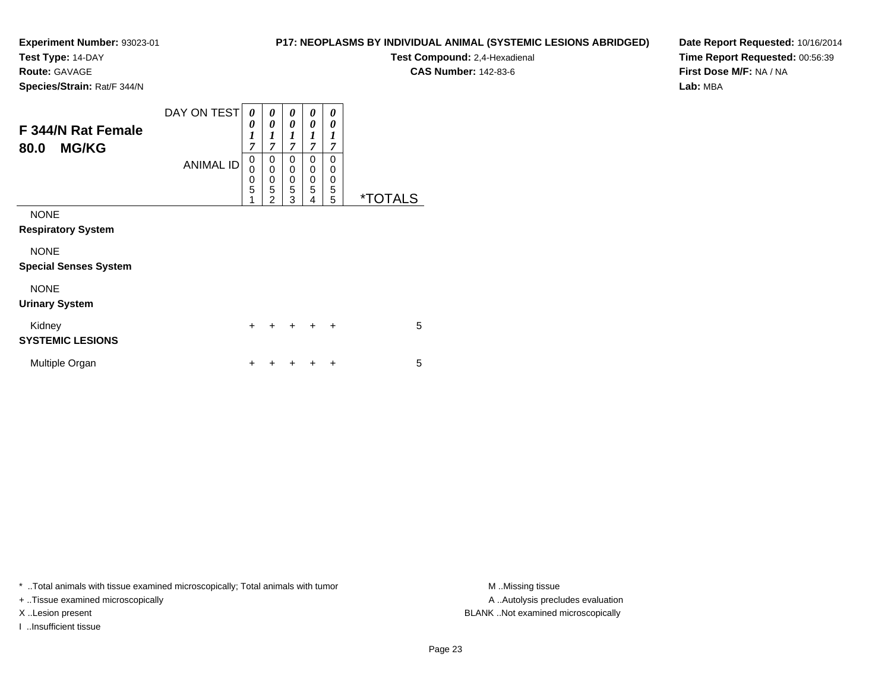**Experiment Number:** 93023-01
**Test Type:** 14-DAY
**Route:** GAVAGE
**Species/Strain:** Rat/F 344/N

**P17: NEOPLASMS BY INDIVIDUAL ANIMAL (SYSTEMIC LESIONS ABRIDGED)**
**Test Compound:** 2,4-Hexadienal
**CAS Number:** 142-83-6

**Date Report Requested:** 10/16/2014
**Time Report Requested:** 00:56:39
**First Dose M/F:** NA / NA
**Lab:** MBA

## F 344/N Rat Female 80.0 MG/KG

| | | | | | | |
|---|---|---|---|---|---|---|
| DAY ON TEST | 0017 | 0017 | 0017 | 0017 | 0017 | |
| ANIMAL ID | 00051 | 00052 | 00053 | 00054 | 00055 | *TOTALS |
| NONE | | | | | | |
| **Respiratory System** | | | | | | |
| NONE | | | | | | |
| **Special Senses System** | | | | | | |
| NONE | | | | | | |
| **Urinary System** | | | | | | |
| Kidney | + | + | + | + | + | 5 |
| **SYSTEMIC LESIONS** | | | | | | |
| Multiple Organ | + | + | + | + | + | 5 |

* ..Total animals with tissue examined microscopically; Total animals with tumor
+ ..Tissue examined microscopically
X ..Lesion present
I ..Insufficient tissue

M ..Missing tissue
A ..Autolysis precludes evaluation
BLANK ..Not examined microscopically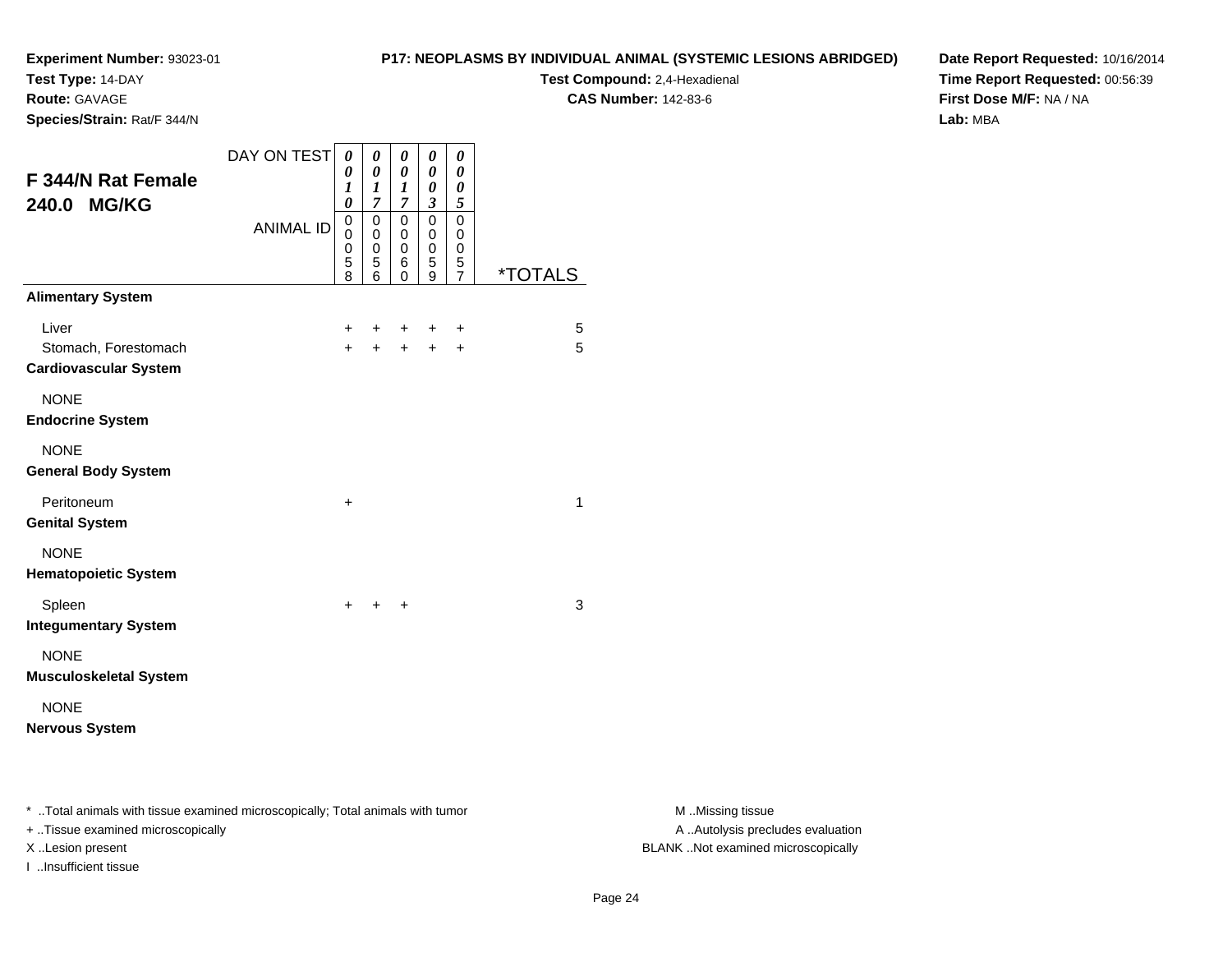**Experiment Number:** 93023-01
**Test Type:** 14-DAY
**Route:** GAVAGE
**Species/Strain:** Rat/F 344/N

**P17: NEOPLASMS BY INDIVIDUAL ANIMAL (SYSTEMIC LESIONS ABRIDGED)**
**Test Compound:** 2,4-Hexadienal
**CAS Number:** 142-83-6

**Date Report Requested:** 10/16/2014
**Time Report Requested:** 00:56:39
**First Dose M/F:** NA / NA
**Lab:** MBA

## F 344/N Rat Female 240.0 MG/KG

| DAY ON TEST | 0010 | 0017 | 0017 | 0003 | 0005 | |
|---|---|---|---|---|---|---|
| **ANIMAL ID** | 00058 | 00056 | 00060 | 00059 | 00057 | ***TOTALS** |
| **Alimentary System** | | | | | | |
| Liver | + | + | + | + | + | 5 |
| Stomach, Forestomach | + | + | + | + | + | 5 |
| **Cardiovascular System** | | | | | | |
| NONE | | | | | | |
| **Endocrine System** | | | | | | |
| NONE | | | | | | |
| **General Body System** | | | | | | |
| Peritoneum | + | | | | | 1 |
| **Genital System** | | | | | | |
| NONE | | | | | | |
| **Hematopoietic System** | | | | | | |
| Spleen | + | + | + | | | 3 |
| **Integumentary System** | | | | | | |
| NONE | | | | | | |
| **Musculoskeletal System** | | | | | | |
| NONE | | | | | | |
| **Nervous System** | | | | | | |

\* ..Total animals with tissue examined microscopically; Total animals with tumor
+ ..Tissue examined microscopically
X ..Lesion present
I ..Insufficient tissue

M ..Missing tissue
A ..Autolysis precludes evaluation
BLANK ..Not examined microscopically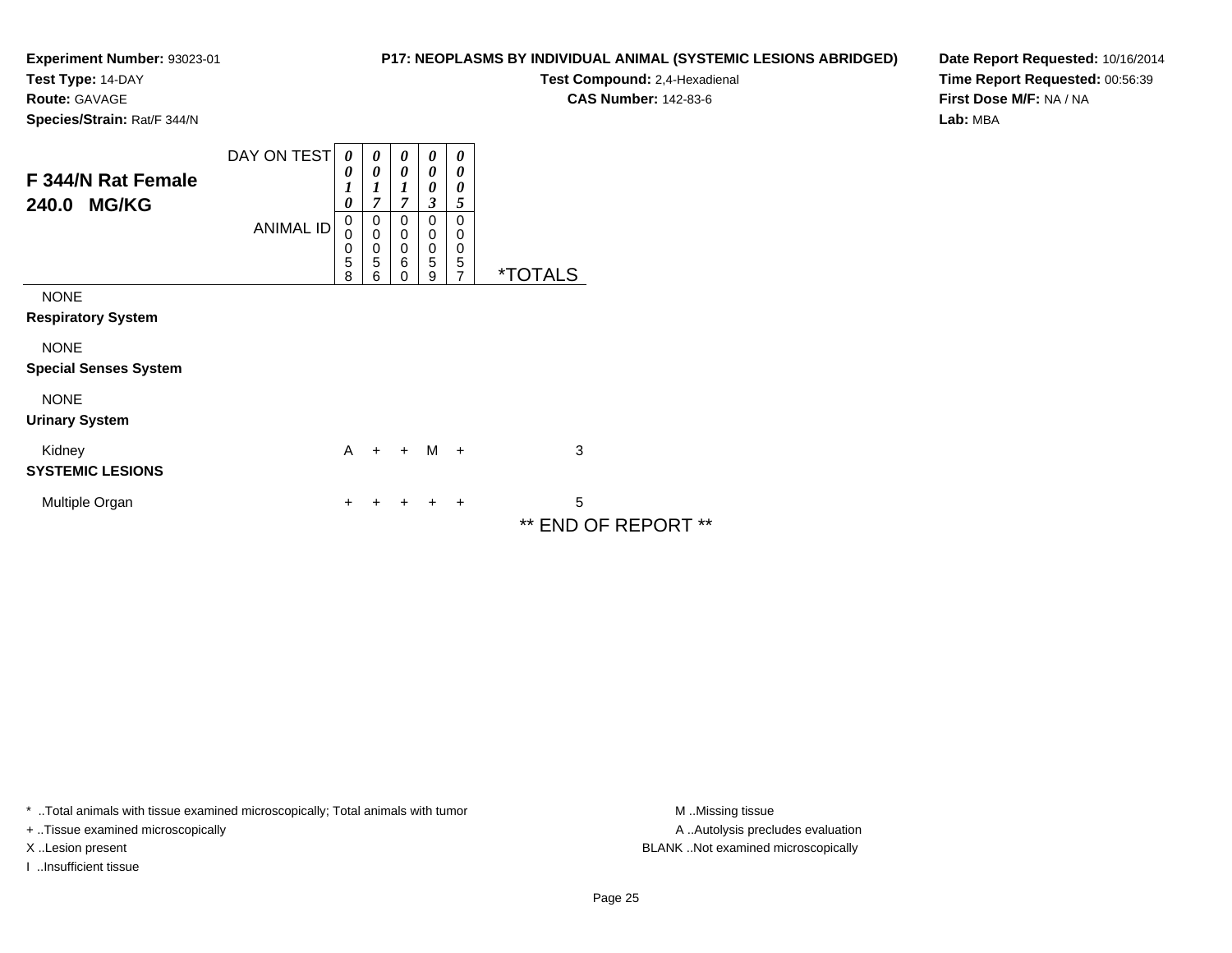**Experiment Number:** 93023-01
**Test Type:** 14-DAY
**Route:** GAVAGE
**Species/Strain:** Rat/F 344/N

**P17: NEOPLASMS BY INDIVIDUAL ANIMAL (SYSTEMIC LESIONS ABRIDGED)**
**Test Compound:** 2,4-Hexadienal
**CAS Number:** 142-83-6

**Date Report Requested:** 10/16/2014
**Time Report Requested:** 00:56:39
**First Dose M/F:** NA / NA
**Lab:** MBA

## F 344/N Rat Female 240.0 MG/KG

| | | | | | | |
|---|---|---|---|---|---|---|
| DAY ON TEST | 0010 | 0017 | 0017 | 0003 | 0005 | |
| ANIMAL ID | 00058 | 00056 | 00060 | 00059 | 00057 | *TOTALS |
| NONE | | | | | | |
| **Respiratory System** | | | | | | |
| NONE | | | | | | |
| **Special Senses System** | | | | | | |
| NONE | | | | | | |
| **Urinary System** | | | | | | |
| Kidney | A | + | + | M | + | 3 |
| **SYSTEMIC LESIONS** | | | | | | |
| Multiple Organ | + | + | + | + | + | 5 |

** END OF REPORT **

* ..Total animals with tissue examined microscopically; Total animals with tumor
+ ..Tissue examined microscopically
X ..Lesion present
I ..Insufficient tissue

M ..Missing tissue
A ..Autolysis precludes evaluation
BLANK ..Not examined microscopically